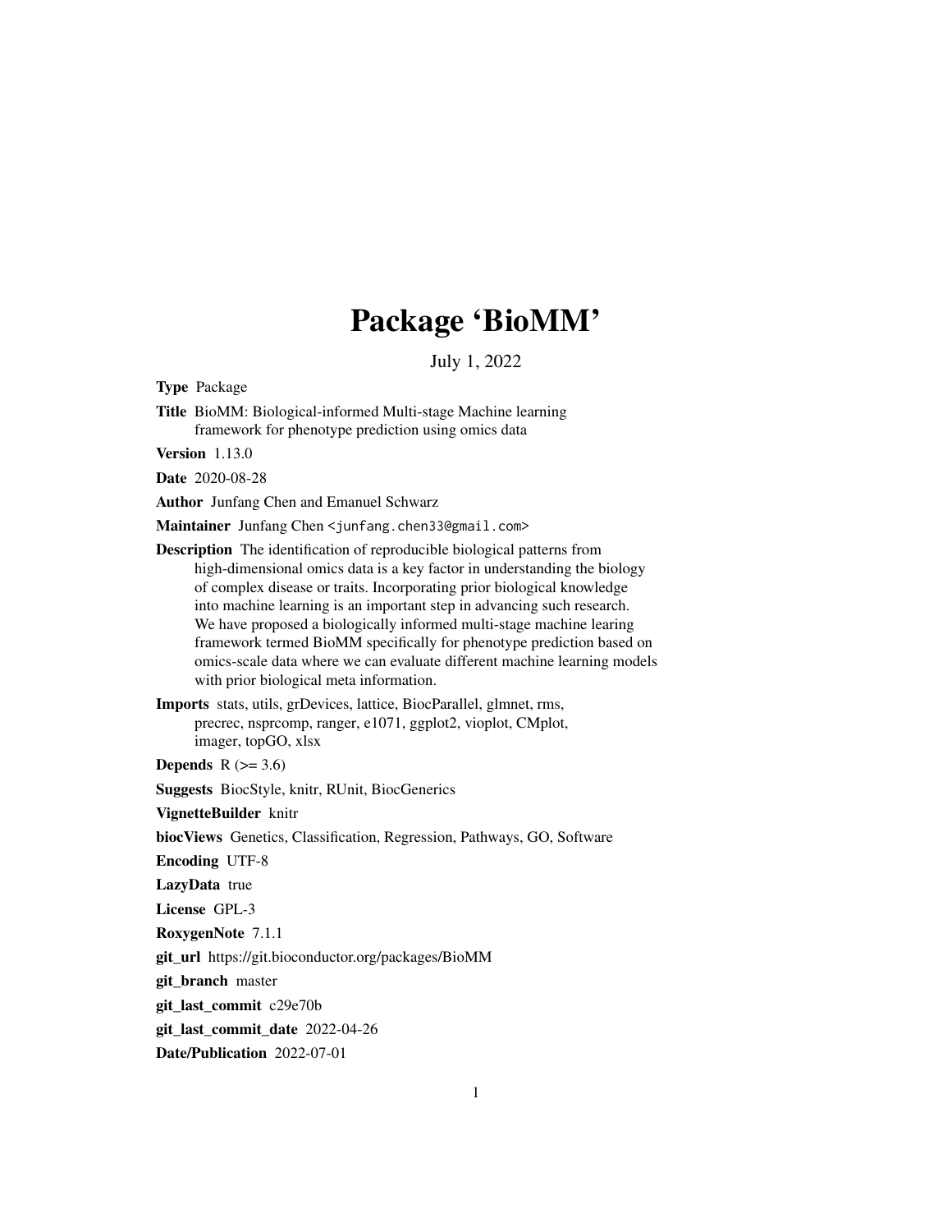# Package 'BioMM'

July 1, 2022

**Type** Package

**Title** BioMM: Biological-informed Multi-stage Machine learning framework for phenotype prediction using omics data

**Version** 1.13.0

**Date** 2020-08-28

**Author** Junfang Chen and Emanuel Schwarz

**Maintainer** Junfang Chen <junfang.chen33@gmail.com>

**Description** The identification of reproducible biological patterns from high-dimensional omics data is a key factor in understanding the biology of complex disease or traits. Incorporating prior biological knowledge into machine learning is an important step in advancing such research. We have proposed a biologically informed multi-stage machine learing framework termed BioMM specifically for phenotype prediction based on omics-scale data where we can evaluate different machine learning models with prior biological meta information.

**Imports** stats, utils, grDevices, lattice, BiocParallel, glmnet, rms, precrec, nsprcomp, ranger, e1071, ggplot2, vioplot, CMplot, imager, topGO, xlsx

**Depends** R (>= 3.6)

**Suggests** BiocStyle, knitr, RUnit, BiocGenerics

**VignetteBuilder** knitr

**biocViews** Genetics, Classification, Regression, Pathways, GO, Software

**Encoding** UTF-8

**LazyData** true

**License** GPL-3

**RoxygenNote** 7.1.1

**git_url** https://git.bioconductor.org/packages/BioMM

**git_branch** master

**git_last_commit** c29e70b

**git_last_commit_date** 2022-04-26

**Date/Publication** 2022-07-01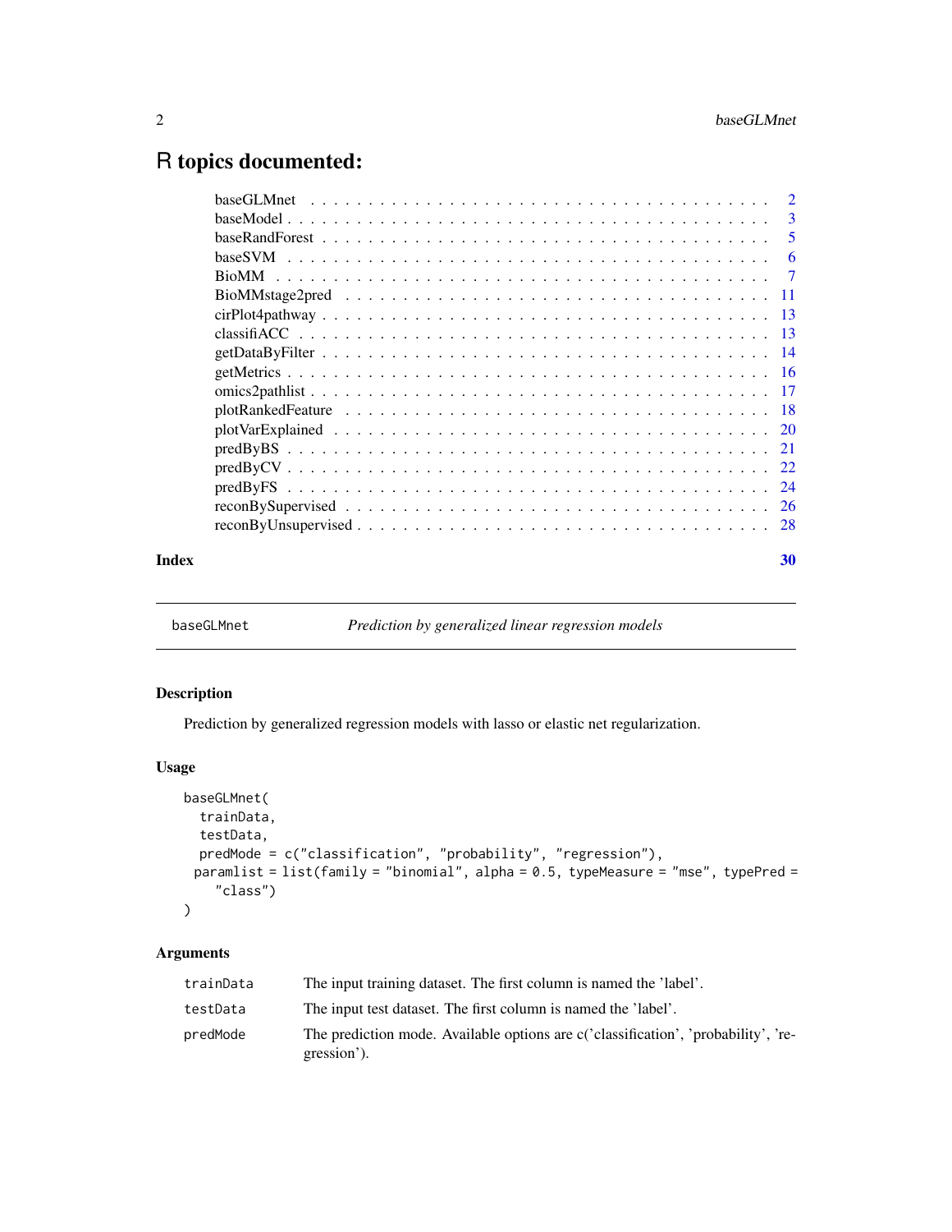# R topics documented:

| | |
|---|---|
| baseGLMnet | 2 |
| baseModel | 3 |
| baseRandForest | 5 |
| baseSVM | 6 |
| BioMM | 7 |
| BioMMstage2pred | 11 |
| cirPlot4pathway | 13 |
| classifiACC | 13 |
| getDataByFilter | 14 |
| getMetrics | 16 |
| omics2pathlist | 17 |
| plotRankedFeature | 18 |
| plotVarExplained | 20 |
| predByBS | 21 |
| predByCV | 22 |
| predByFS | 24 |
| reconBySupervised | 26 |
| reconByUnsupervised | 28 |

**Index** **30**

---

`baseGLMnet` *Prediction by generalized linear regression models*

---

## Description

Prediction by generalized regression models with lasso or elastic net regularization.

## Usage

```
baseGLMnet(
  trainData,
  testData,
  predMode = c("classification", "probability", "regression"),
 paramlist = list(family = "binomial", alpha = 0.5, typeMeasure = "mse", typePred =
    "class")
)
```

## Arguments

| | |
|---|---|
| `trainData` | The input training dataset. The first column is named the 'label'. |
| `testData` | The input test dataset. The first column is named the 'label'. |
| `predMode` | The prediction mode. Available options are c('classification', 'probability', 'regression'). |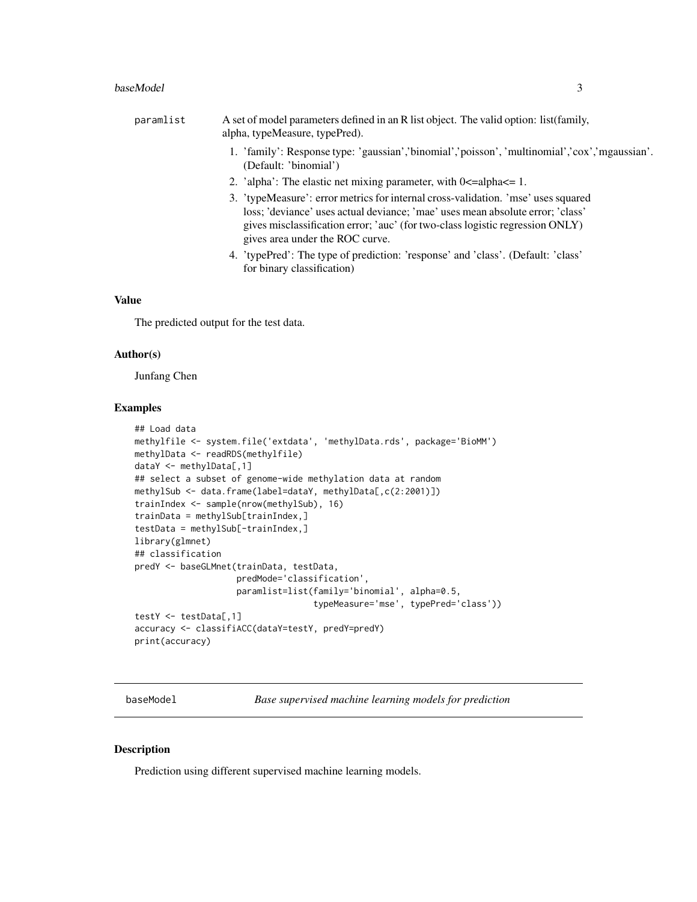paramlist A set of model parameters defined in an R list object. The valid option: list(family, alpha, typeMeasure, typePred).

1. 'family': Response type: 'gaussian','binomial','poisson', 'multinomial','cox','mgaussian'. (Default: 'binomial')
2. 'alpha': The elastic net mixing parameter, with 0<=alpha<= 1.
3. 'typeMeasure': error metrics for internal cross-validation. 'mse' uses squared loss; 'deviance' uses actual deviance; 'mae' uses mean absolute error; 'class' gives misclassification error; 'auc' (for two-class logistic regression ONLY) gives area under the ROC curve.
4. 'typePred': The type of prediction: 'response' and 'class'. (Default: 'class' for binary classification)

### Value

The predicted output for the test data.

### Author(s)

Junfang Chen

### Examples

```
## Load data
methylfile <- system.file('extdata', 'methylData.rds', package='BioMM')
methylData <- readRDS(methylfile)
dataY <- methylData[,1]
## select a subset of genome-wide methylation data at random
methylSub <- data.frame(label=dataY, methylData[,c(2:2001)])
trainIndex <- sample(nrow(methylSub), 16)
trainData = methylSub[trainIndex,]
testData = methylSub[-trainIndex,]
library(glmnet)
## classification
predY <- baseGLMnet(trainData, testData,
                    predMode='classification',
                    paramlist=list(family='binomial', alpha=0.5,
                                   typeMeasure='mse', typePred='class'))
testY <- testData[,1]
accuracy <- classifiACC(dataY=testY, predY=predY)
print(accuracy)
```

---

## baseModel *Base supervised machine learning models for prediction*

### Description

Prediction using different supervised machine learning models.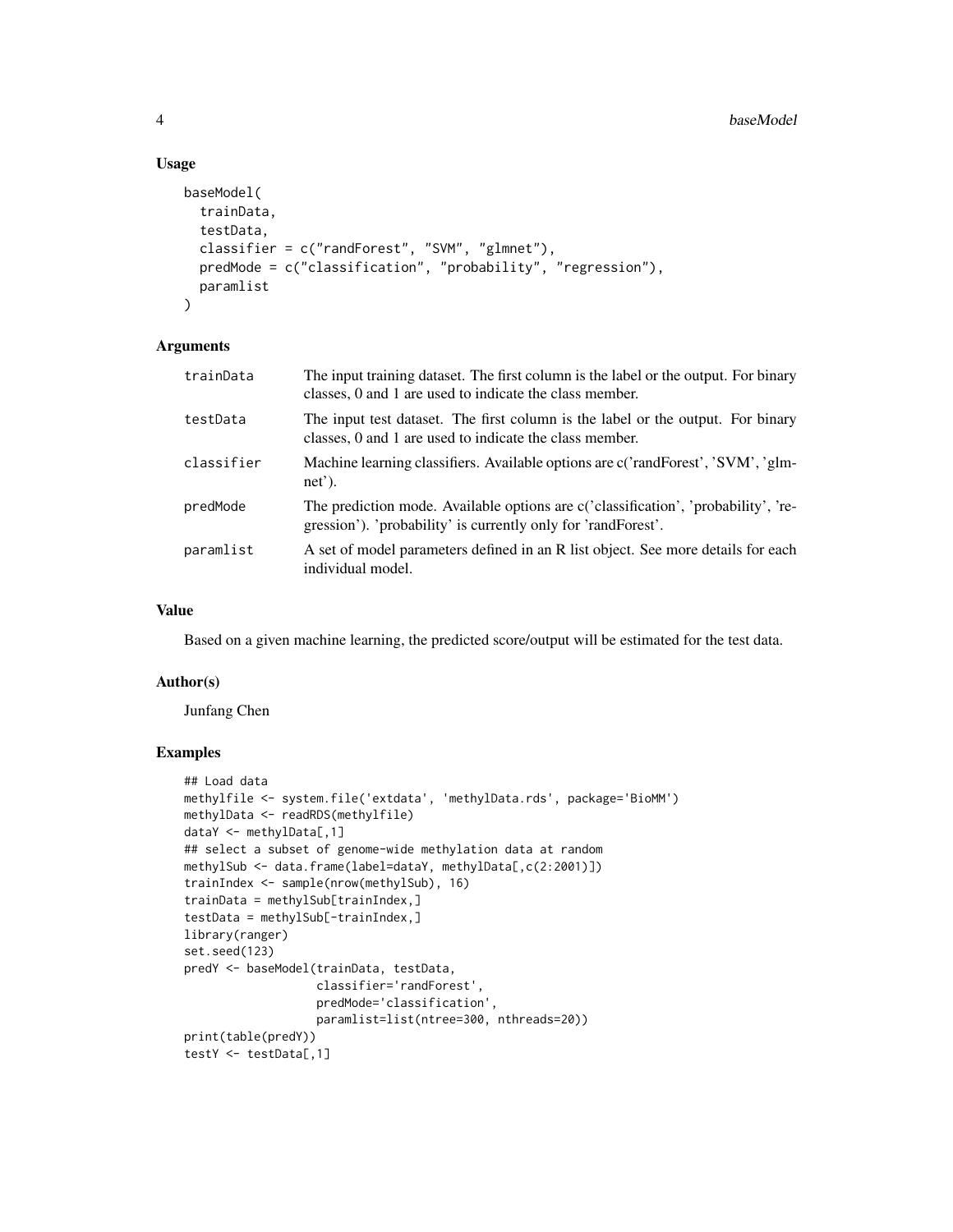## Usage

```
baseModel(
  trainData,
  testData,
  classifier = c("randForest", "SVM", "glmnet"),
  predMode = c("classification", "probability", "regression"),
  paramlist
)
```

## Arguments

| | |
|---|---|
| trainData | The input training dataset. The first column is the label or the output. For binary classes, 0 and 1 are used to indicate the class member. |
| testData | The input test dataset. The first column is the label or the output. For binary classes, 0 and 1 are used to indicate the class member. |
| classifier | Machine learning classifiers. Available options are c('randForest', 'SVM', 'glmnet'). |
| predMode | The prediction mode. Available options are c('classification', 'probability', 'regression'). 'probability' is currently only for 'randForest'. |
| paramlist | A set of model parameters defined in an R list object. See more details for each individual model. |

## Value

Based on a given machine learning, the predicted score/output will be estimated for the test data.

## Author(s)

Junfang Chen

## Examples

```
## Load data
methylfile <- system.file('extdata', 'methylData.rds', package='BioMM')
methylData <- readRDS(methylfile)
dataY <- methylData[,1]
## select a subset of genome-wide methylation data at random
methylSub <- data.frame(label=dataY, methylData[,c(2:2001)])
trainIndex <- sample(nrow(methylSub), 16)
trainData = methylSub[trainIndex,]
testData = methylSub[-trainIndex,]
library(ranger)
set.seed(123)
predY <- baseModel(trainData, testData,
                   classifier='randForest',
                   predMode='classification',
                   paramlist=list(ntree=300, nthreads=20))
print(table(predY))
testY <- testData[,1]
```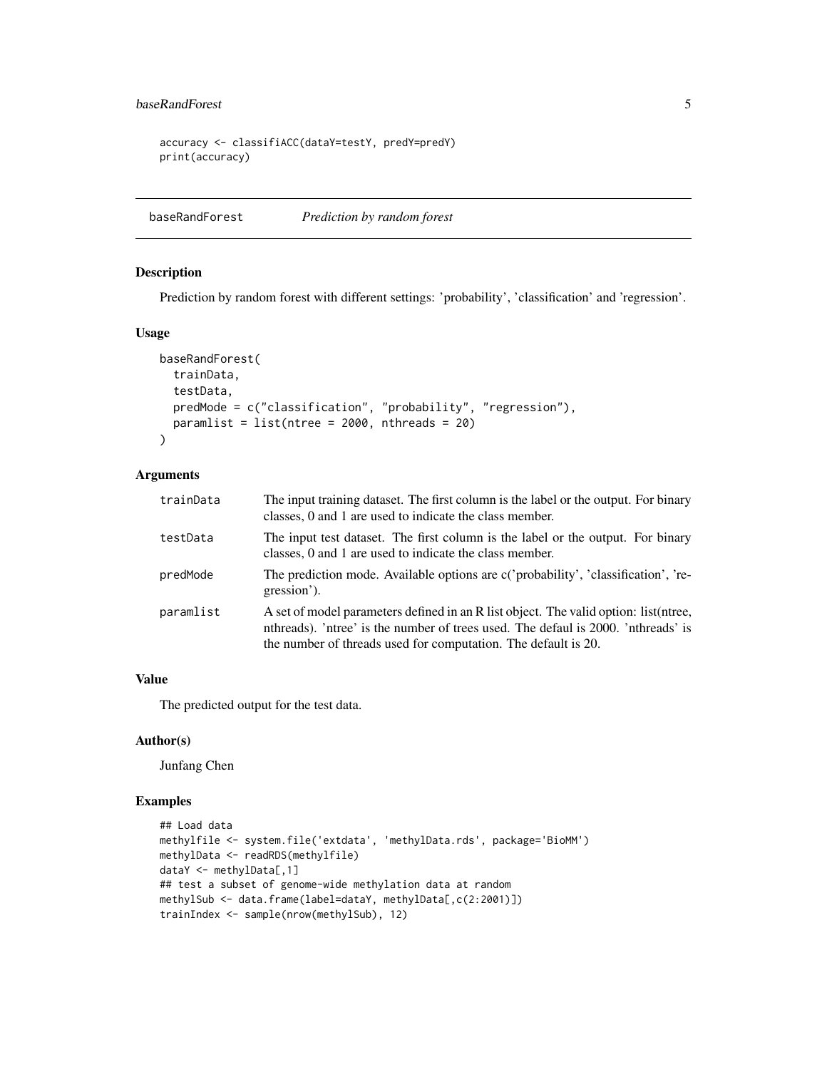```
accuracy <- classifiACC(dataY=testY, predY=predY)
print(accuracy)
```

---

## baseRandForest *Prediction by random forest*

### Description

Prediction by random forest with different settings: 'probability', 'classification' and 'regression'.

### Usage

```
baseRandForest(
  trainData,
  testData,
  predMode = c("classification", "probability", "regression"),
  paramlist = list(ntree = 2000, nthreads = 20)
)
```

### Arguments

| | |
|---|---|
| trainData | The input training dataset. The first column is the label or the output. For binary classes, 0 and 1 are used to indicate the class member. |
| testData | The input test dataset. The first column is the label or the output. For binary classes, 0 and 1 are used to indicate the class member. |
| predMode | The prediction mode. Available options are c('probability', 'classification', 'regression'). |
| paramlist | A set of model parameters defined in an R list object. The valid option: list(ntree, nthreads). 'ntree' is the number of trees used. The defaul is 2000. 'nthreads' is the number of threads used for computation. The default is 20. |

### Value

The predicted output for the test data.

### Author(s)

Junfang Chen

### Examples

```
## Load data
methylfile <- system.file('extdata', 'methylData.rds', package='BioMM')
methylData <- readRDS(methylfile)
dataY <- methylData[,1]
## test a subset of genome-wide methylation data at random
methylSub <- data.frame(label=dataY, methylData[,c(2:2001)])
trainIndex <- sample(nrow(methylSub), 12)
```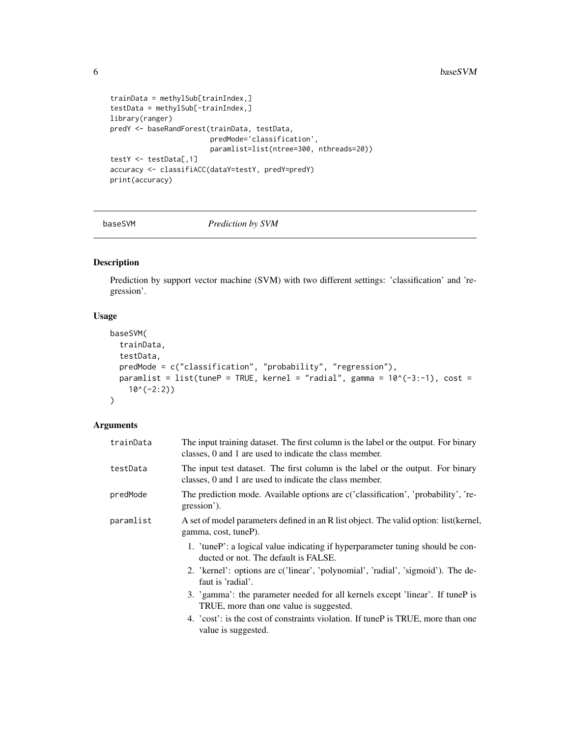```
trainData = methylSub[trainIndex,]
testData = methylSub[-trainIndex,]
library(ranger)
predY <- baseRandForest(trainData, testData,
                        predMode='classification',
                        paramlist=list(ntree=300, nthreads=20))
testY <- testData[,1]
accuracy <- classifiACC(dataY=testY, predY=predY)
print(accuracy)
```

---

## baseSVM — *Prediction by SVM*

### Description

Prediction by support vector machine (SVM) with two different settings: 'classification' and 'regression'.

### Usage

```
baseSVM(
  trainData,
  testData,
  predMode = c("classification", "probability", "regression"),
  paramlist = list(tuneP = TRUE, kernel = "radial", gamma = 10^(-3:-1), cost =
    10^(-2:2))
)
```

### Arguments

| | |
|---|---|
| `trainData` | The input training dataset. The first column is the label or the output. For binary classes, 0 and 1 are used to indicate the class member. |
| `testData` | The input test dataset. The first column is the label or the output. For binary classes, 0 and 1 are used to indicate the class member. |
| `predMode` | The prediction mode. Available options are c('classification', 'probability', 'regression'). |
| `paramlist` | A set of model parameters defined in an R list object. The valid option: list(kernel, gamma, cost, tuneP). 1. 'tuneP': a logical value indicating if hyperparameter tuning should be conducted or not. The default is FALSE. 2. 'kernel': options are c('linear', 'polynomial', 'radial', 'sigmoid'). The defaut is 'radial'. 3. 'gamma': the parameter needed for all kernels except 'linear'. If tuneP is TRUE, more than one value is suggested. 4. 'cost': is the cost of constraints violation. If tuneP is TRUE, more than one value is suggested. |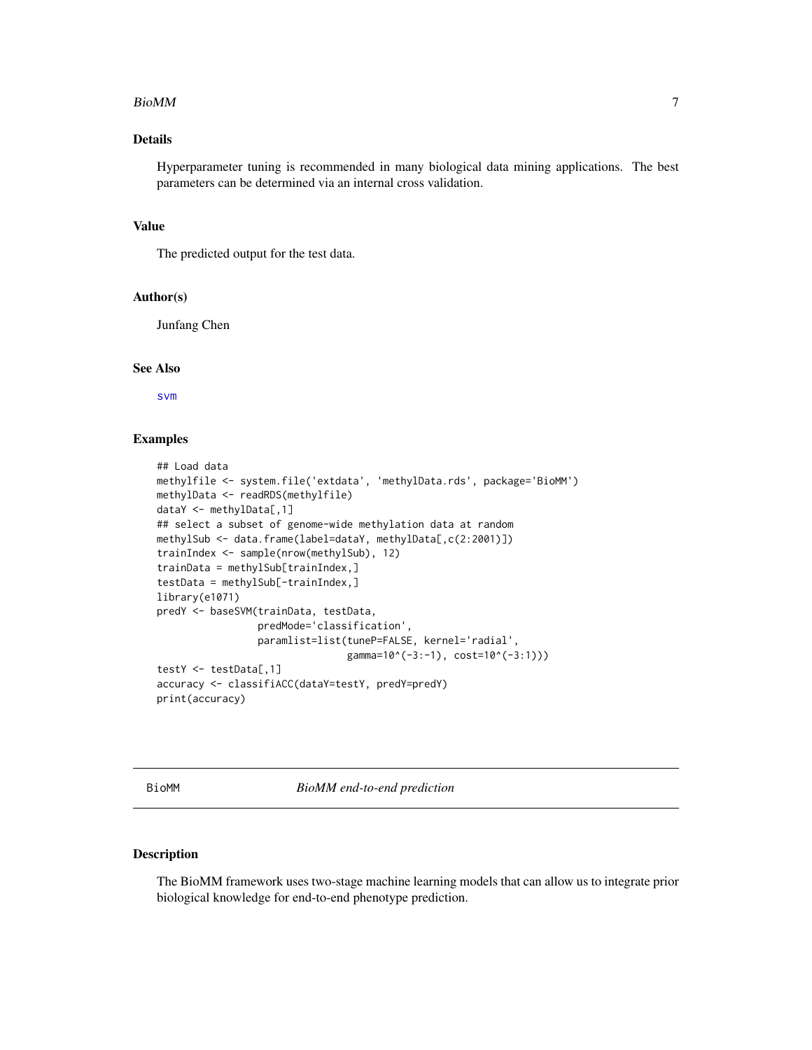## Details

Hyperparameter tuning is recommended in many biological data mining applications. The best parameters can be determined via an internal cross validation.

## Value

The predicted output for the test data.

## Author(s)

Junfang Chen

## See Also

svm

## Examples

```
## Load data
methylfile <- system.file('extdata', 'methylData.rds', package='BioMM')
methylData <- readRDS(methylfile)
dataY <- methylData[,1]
## select a subset of genome-wide methylation data at random
methylSub <- data.frame(label=dataY, methylData[,c(2:2001)])
trainIndex <- sample(nrow(methylSub), 12)
trainData = methylSub[trainIndex,]
testData = methylSub[-trainIndex,]
library(e1071)
predY <- baseSVM(trainData, testData,
                 predMode='classification',
                 paramlist=list(tuneP=FALSE, kernel='radial',
                                gamma=10^(-3:-1), cost=10^(-3:1)))
testY <- testData[,1]
accuracy <- classifiACC(dataY=testY, predY=predY)
print(accuracy)
```

---

# BioMM — *BioMM end-to-end prediction*

## Description

The BioMM framework uses two-stage machine learning models that can allow us to integrate prior biological knowledge for end-to-end phenotype prediction.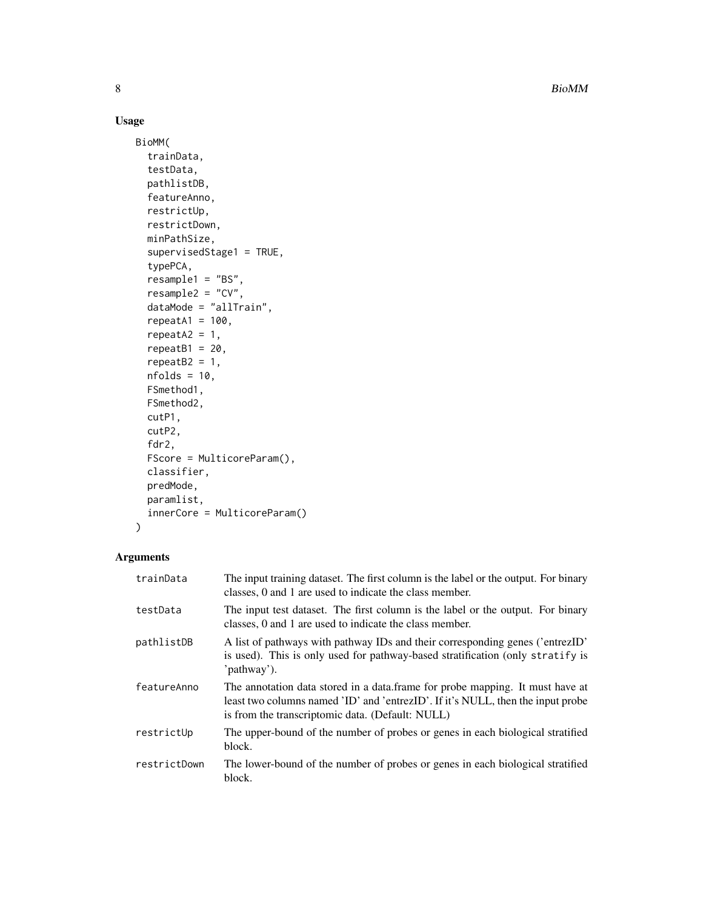## Usage

```
BioMM(
  trainData,
  testData,
  pathlistDB,
  featureAnno,
  restrictUp,
  restrictDown,
  minPathSize,
  supervisedStage1 = TRUE,
  typePCA,
  resample1 = "BS",
  resample2 = "CV",
  dataMode = "allTrain",
  repeatA1 = 100,
  repeatA2 = 1,
  repeatB1 = 20,
  repeatB2 = 1,
  nfolds = 10,
  FSmethod1,
  FSmethod2,
  cutP1,
  cutP2,
  fdr2,
  FScore = MulticoreParam(),
  classifier,
  predMode,
  paramlist,
  innerCore = MulticoreParam()
)
```

## Arguments

| | |
|---|---|
| trainData | The input training dataset. The first column is the label or the output. For binary classes, 0 and 1 are used to indicate the class member. |
| testData | The input test dataset. The first column is the label or the output. For binary classes, 0 and 1 are used to indicate the class member. |
| pathlistDB | A list of pathways with pathway IDs and their corresponding genes ('entrezID' is used). This is only used for pathway-based stratification (only `stratify` is 'pathway'). |
| featureAnno | The annotation data stored in a data.frame for probe mapping. It must have at least two columns named 'ID' and 'entrezID'. If it's NULL, then the input probe is from the transcriptomic data. (Default: NULL) |
| restrictUp | The upper-bound of the number of probes or genes in each biological stratified block. |
| restrictDown | The lower-bound of the number of probes or genes in each biological stratified block. |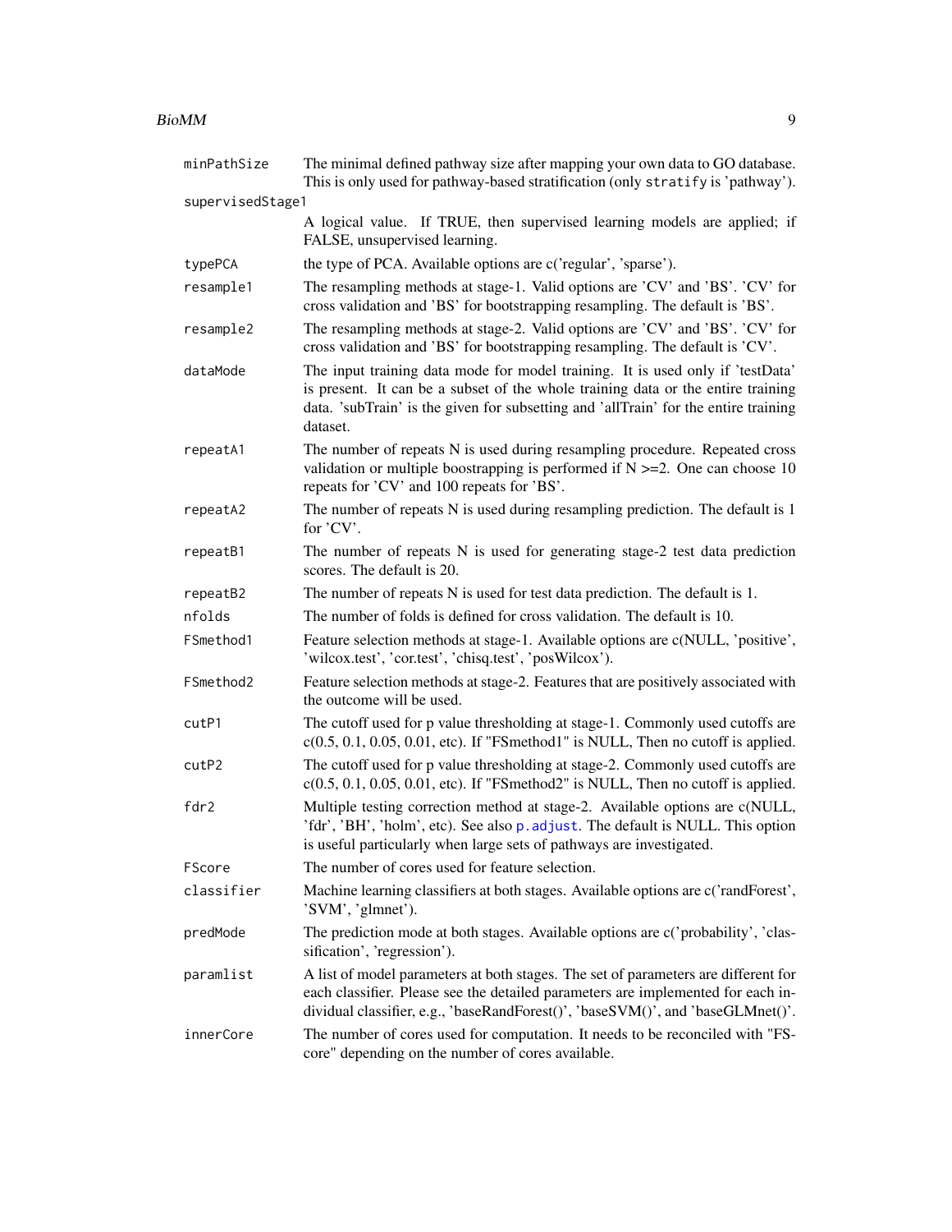| | |
|---|---|
| `minPathSize` | The minimal defined pathway size after mapping your own data to GO database. This is only used for pathway-based stratification (only `stratify` is 'pathway'). |
| `supervisedStage1` | A logical value. If TRUE, then supervised learning models are applied; if FALSE, unsupervised learning. |
| `typePCA` | the type of PCA. Available options are c('regular', 'sparse'). |
| `resample1` | The resampling methods at stage-1. Valid options are 'CV' and 'BS'. 'CV' for cross validation and 'BS' for bootstrapping resampling. The default is 'BS'. |
| `resample2` | The resampling methods at stage-2. Valid options are 'CV' and 'BS'. 'CV' for cross validation and 'BS' for bootstrapping resampling. The default is 'CV'. |
| `dataMode` | The input training data mode for model training. It is used only if 'testData' is present. It can be a subset of the whole training data or the entire training data. 'subTrain' is the given for subsetting and 'allTrain' for the entire training dataset. |
| `repeatA1` | The number of repeats N is used during resampling procedure. Repeated cross validation or multiple boostrapping is performed if N >=2. One can choose 10 repeats for 'CV' and 100 repeats for 'BS'. |
| `repeatA2` | The number of repeats N is used during resampling prediction. The default is 1 for 'CV'. |
| `repeatB1` | The number of repeats N is used for generating stage-2 test data prediction scores. The default is 20. |
| `repeatB2` | The number of repeats N is used for test data prediction. The default is 1. |
| `nfolds` | The number of folds is defined for cross validation. The default is 10. |
| `FSmethod1` | Feature selection methods at stage-1. Available options are c(NULL, 'positive', 'wilcox.test', 'cor.test', 'chisq.test', 'posWilcox'). |
| `FSmethod2` | Feature selection methods at stage-2. Features that are positively associated with the outcome will be used. |
| `cutP1` | The cutoff used for p value thresholding at stage-1. Commonly used cutoffs are c(0.5, 0.1, 0.05, 0.01, etc). If "FSmethod1" is NULL, Then no cutoff is applied. |
| `cutP2` | The cutoff used for p value thresholding at stage-2. Commonly used cutoffs are c(0.5, 0.1, 0.05, 0.01, etc). If "FSmethod2" is NULL, Then no cutoff is applied. |
| `fdr2` | Multiple testing correction method at stage-2. Available options are c(NULL, 'fdr', 'BH', 'holm', etc). See also `p.adjust`. The default is NULL. This option is useful particularly when large sets of pathways are investigated. |
| `FScore` | The number of cores used for feature selection. |
| `classifier` | Machine learning classifiers at both stages. Available options are c('randForest', 'SVM', 'glmnet'). |
| `predMode` | The prediction mode at both stages. Available options are c('probability', 'classification', 'regression'). |
| `paramlist` | A list of model parameters at both stages. The set of parameters are different for each classifier. Please see the detailed parameters are implemented for each individual classifier, e.g., 'baseRandForest()', 'baseSVM()', and 'baseGLMnet()'. |
| `innerCore` | The number of cores used for computation. It needs to be reconciled with "FScore" depending on the number of cores available. |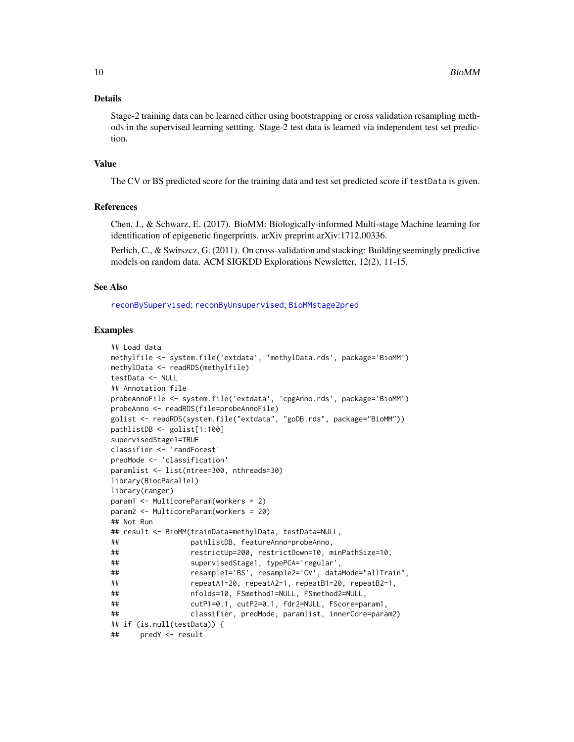## Details

Stage-2 training data can be learned either using bootstrapping or cross validation resampling methods in the supervised learning settting. Stage-2 test data is learned via independent test set prediction.

## Value

The CV or BS predicted score for the training data and test set predicted score if `testData` is given.

## References

Chen, J., & Schwarz, E. (2017). BioMM: Biologically-informed Multi-stage Machine learning for identification of epigenetic fingerprints. arXiv preprint arXiv:1712.00336.

Perlich, C., & Swirszcz, G. (2011). On cross-validation and stacking: Building seemingly predictive models on random data. ACM SIGKDD Explorations Newsletter, 12(2), 11-15.

## See Also

reconBySupervised; reconByUnsupervised; BioMMstage2pred

## Examples

```
## Load data
methylfile <- system.file('extdata', 'methylData.rds', package='BioMM')
methylData <- readRDS(methylfile)
testData <- NULL
## Annotation file
probeAnnoFile <- system.file('extdata', 'cpgAnno.rds', package='BioMM')
probeAnno <- readRDS(file=probeAnnoFile)
golist <- readRDS(system.file("extdata", "goDB.rds", package="BioMM"))
pathlistDB <- golist[1:100]
supervisedStage1=TRUE
classifier <- 'randForest'
predMode <- 'classification'
paramlist <- list(ntree=300, nthreads=30)
library(BiocParallel)
library(ranger)
param1 <- MulticoreParam(workers = 2)
param2 <- MulticoreParam(workers = 20)
## Not Run
## result <- BioMM(trainData=methylData, testData=NULL,
##                 pathlistDB, featureAnno=probeAnno,
##                 restrictUp=200, restrictDown=10, minPathSize=10,
##                 supervisedStage1, typePCA='regular',
##                 resample1='BS', resample2='CV', dataMode="allTrain",
##                 repeatA1=20, repeatA2=1, repeatB1=20, repeatB2=1,
##                 nfolds=10, FSmethod1=NULL, FSmethod2=NULL,
##                 cutP1=0.1, cutP2=0.1, fdr2=NULL, FScore=param1,
##                 classifier, predMode, paramlist, innerCore=param2)
## if (is.null(testData)) {
##     predY <- result
```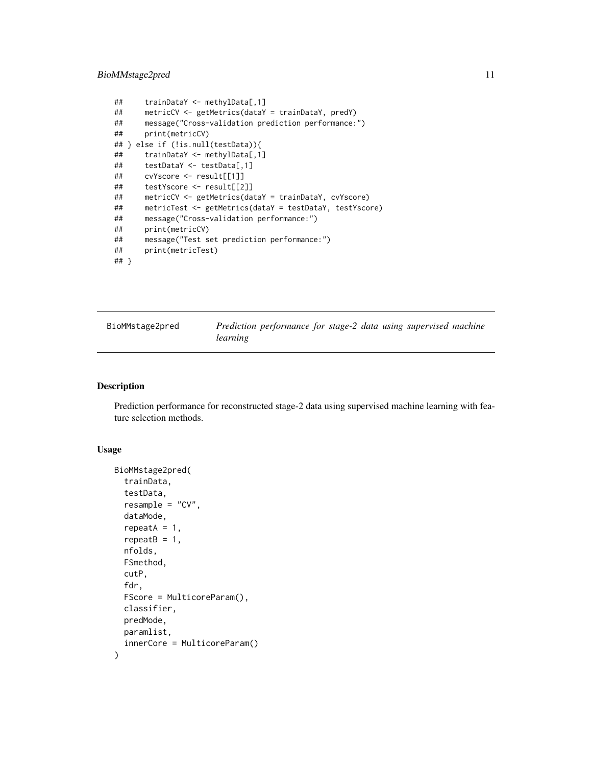```
##     trainDataY <- methylData[,1]
##     metricCV <- getMetrics(dataY = trainDataY, predY)
##     message("Cross-validation prediction performance:")
##     print(metricCV)
## } else if (!is.null(testData)){
##     trainDataY <- methylData[,1]
##     testDataY <- testData[,1]
##     cvYscore <- result[[1]]
##     testYscore <- result[[2]]
##     metricCV <- getMetrics(dataY = trainDataY, cvYscore)
##     metricTest <- getMetrics(dataY = testDataY, testYscore)
##     message("Cross-validation performance:")
##     print(metricCV)
##     message("Test set prediction performance:")
##     print(metricTest)
## }
```

---

## BioMMstage2pred — *Prediction performance for stage-2 data using supervised machine learning*

---

### Description

Prediction performance for reconstructed stage-2 data using supervised machine learning with feature selection methods.

### Usage

```
BioMMstage2pred(
  trainData,
  testData,
  resample = "CV",
  dataMode,
  repeatA = 1,
  repeatB = 1,
  nfolds,
  FSmethod,
  cutP,
  fdr,
  FScore = MulticoreParam(),
  classifier,
  predMode,
  paramlist,
  innerCore = MulticoreParam()
)
```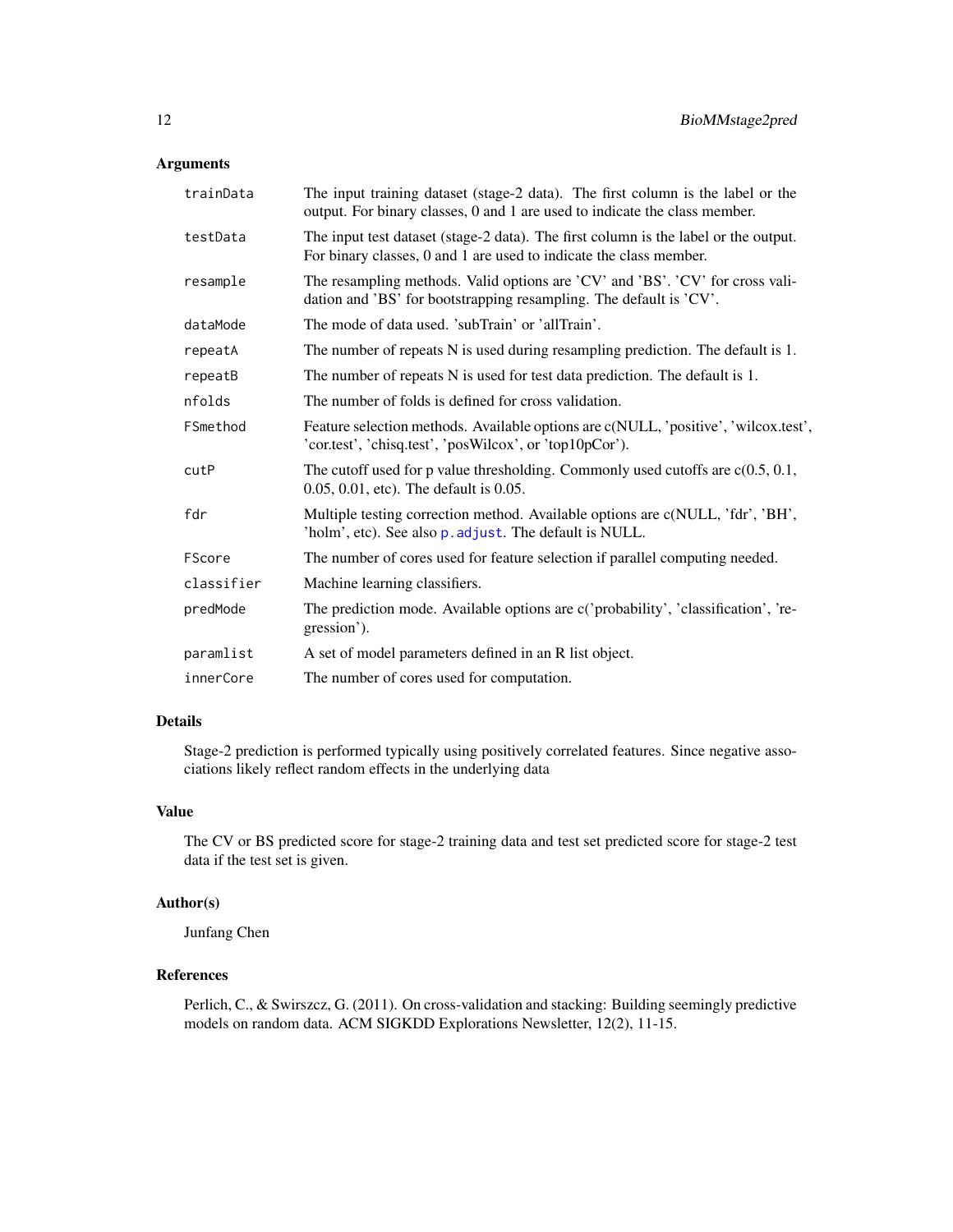## Arguments

| | |
|---|---|
| `trainData` | The input training dataset (stage-2 data). The first column is the label or the output. For binary classes, 0 and 1 are used to indicate the class member. |
| `testData` | The input test dataset (stage-2 data). The first column is the label or the output. For binary classes, 0 and 1 are used to indicate the class member. |
| `resample` | The resampling methods. Valid options are 'CV' and 'BS'. 'CV' for cross validation and 'BS' for bootstrapping resampling. The default is 'CV'. |
| `dataMode` | The mode of data used. 'subTrain' or 'allTrain'. |
| `repeatA` | The number of repeats N is used during resampling prediction. The default is 1. |
| `repeatB` | The number of repeats N is used for test data prediction. The default is 1. |
| `nfolds` | The number of folds is defined for cross validation. |
| `FSmethod` | Feature selection methods. Available options are c(NULL, 'positive', 'wilcox.test', 'cor.test', 'chisq.test', 'posWilcox', or 'top10pCor'). |
| `cutP` | The cutoff used for p value thresholding. Commonly used cutoffs are c(0.5, 0.1, 0.05, 0.01, etc). The default is 0.05. |
| `fdr` | Multiple testing correction method. Available options are c(NULL, 'fdr', 'BH', 'holm', etc). See also `p.adjust`. The default is NULL. |
| `FScore` | The number of cores used for feature selection if parallel computing needed. |
| `classifier` | Machine learning classifiers. |
| `predMode` | The prediction mode. Available options are c('probability', 'classification', 'regression'). |
| `paramlist` | A set of model parameters defined in an R list object. |
| `innerCore` | The number of cores used for computation. |

## Details

Stage-2 prediction is performed typically using positively correlated features. Since negative associations likely reflect random effects in the underlying data

## Value

The CV or BS predicted score for stage-2 training data and test set predicted score for stage-2 test data if the test set is given.

## Author(s)

Junfang Chen

## References

Perlich, C., & Swirszcz, G. (2011). On cross-validation and stacking: Building seemingly predictive models on random data. ACM SIGKDD Explorations Newsletter, 12(2), 11-15.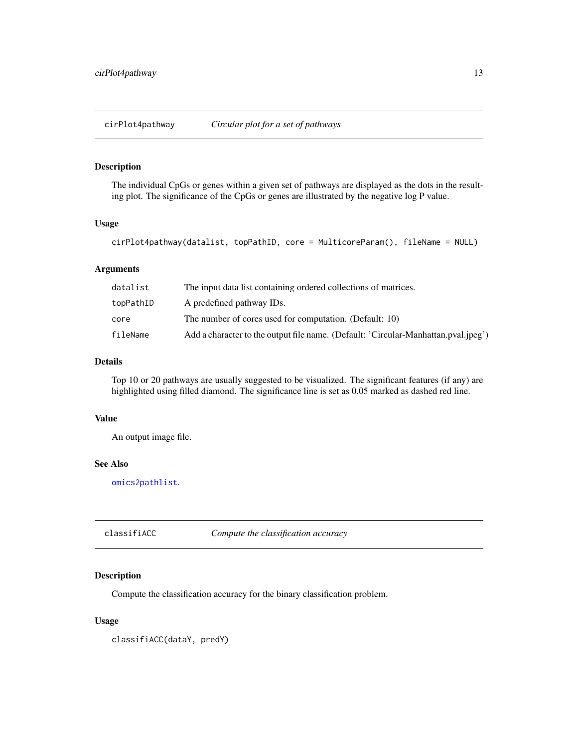## cirPlot4pathway — *Circular plot for a set of pathways*

### Description

The individual CpGs or genes within a given set of pathways are displayed as the dots in the resulting plot. The significance of the CpGs or genes are illustrated by the negative log P value.

### Usage

```
cirPlot4pathway(datalist, topPathID, core = MulticoreParam(), fileName = NULL)
```

### Arguments

| | |
|---|---|
| datalist | The input data list containing ordered collections of matrices. |
| topPathID | A predefined pathway IDs. |
| core | The number of cores used for computation. (Default: 10) |
| fileName | Add a character to the output file name. (Default: 'Circular-Manhattan.pval.jpeg') |

### Details

Top 10 or 20 pathways are usually suggested to be visualized. The significant features (if any) are highlighted using filled diamond. The significance line is set as 0.05 marked as dashed red line.

### Value

An output image file.

### See Also

omics2pathlist.

## classifiACC — *Compute the classification accuracy*

### Description

Compute the classification accuracy for the binary classification problem.

### Usage

```
classifiACC(dataY, predY)
```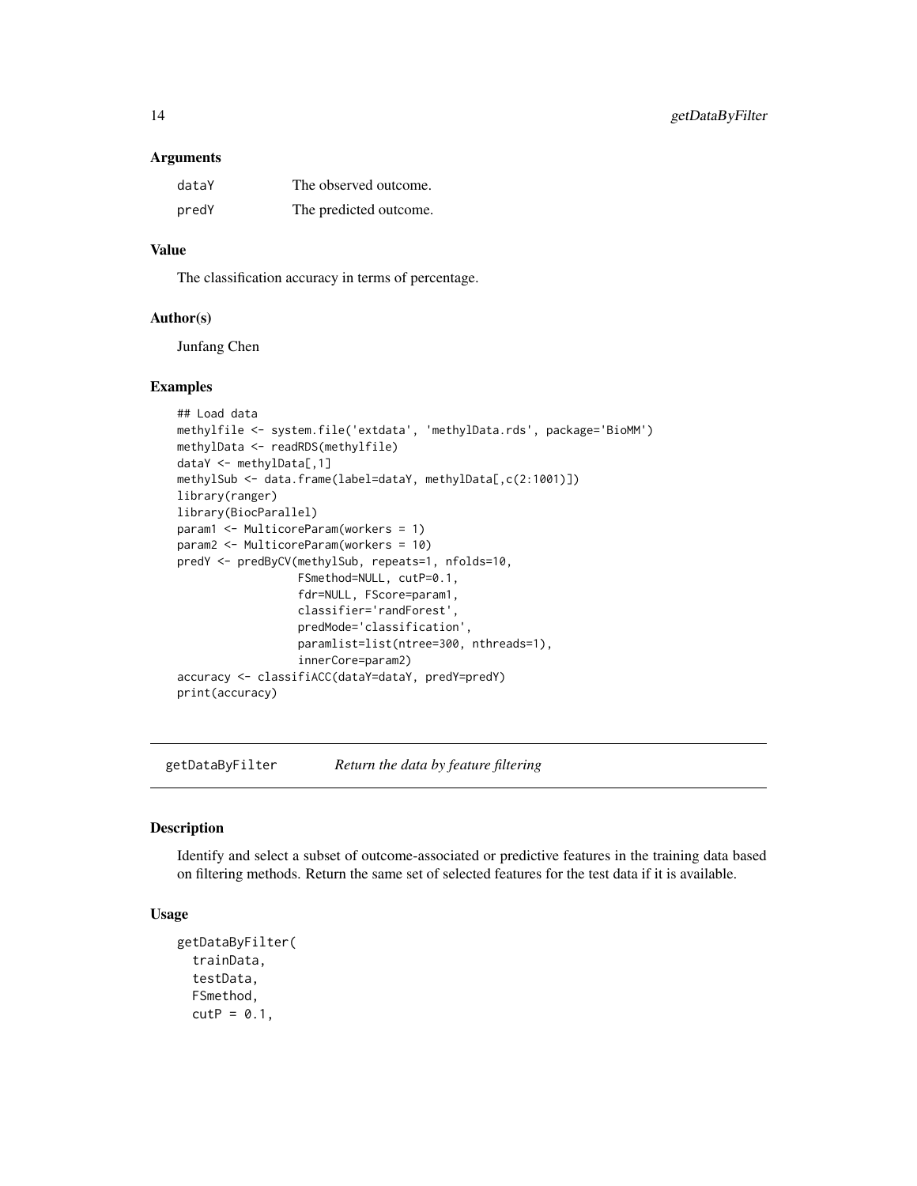### Arguments

| | |
|---|---|
| dataY | The observed outcome. |
| predY | The predicted outcome. |

### Value

The classification accuracy in terms of percentage.

### Author(s)

Junfang Chen

### Examples

```
## Load data
methylfile <- system.file('extdata', 'methylData.rds', package='BioMM')
methylData <- readRDS(methylfile)
dataY <- methylData[,1]
methylSub <- data.frame(label=dataY, methylData[,c(2:1001)])
library(ranger)
library(BiocParallel)
param1 <- MulticoreParam(workers = 1)
param2 <- MulticoreParam(workers = 10)
predY <- predByCV(methylSub, repeats=1, nfolds=10,
                  FSmethod=NULL, cutP=0.1,
                  fdr=NULL, FScore=param1,
                  classifier='randForest',
                  predMode='classification',
                  paramlist=list(ntree=300, nthreads=1),
                  innerCore=param2)
accuracy <- classifiACC(dataY=dataY, predY=predY)
print(accuracy)
```

---

## getDataByFilter *Return the data by feature filtering*

### Description

Identify and select a subset of outcome-associated or predictive features in the training data based on filtering methods. Return the same set of selected features for the test data if it is available.

### Usage

```
getDataByFilter(
  trainData,
  testData,
  FSmethod,
  cutP = 0.1,
```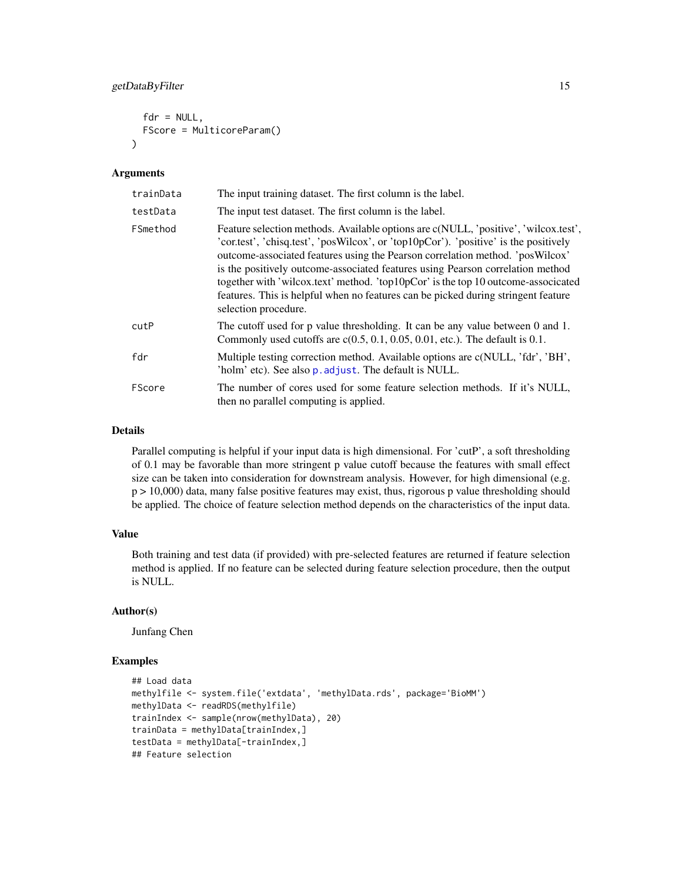```
  fdr = NULL,
  FScore = MulticoreParam()
)
```

### Arguments

| | |
|---|---|
| `trainData` | The input training dataset. The first column is the label. |
| `testData` | The input test dataset. The first column is the label. |
| `FSmethod` | Feature selection methods. Available options are c(NULL, 'positive', 'wilcox.test', 'cor.test', 'chisq.test', 'posWilcox', or 'top10pCor'). 'positive' is the positively outcome-associated features using the Pearson correlation method. 'posWilcox' is the positively outcome-associated features using Pearson correlation method together with 'wilcox.text' method. 'top10pCor' is the top 10 outcome-associcated features. This is helpful when no features can be picked during stringent feature selection procedure. |
| `cutP` | The cutoff used for p value thresholding. It can be any value between 0 and 1. Commonly used cutoffs are c(0.5, 0.1, 0.05, 0.01, etc.). The default is 0.1. |
| `fdr` | Multiple testing correction method. Available options are c(NULL, 'fdr', 'BH', 'holm' etc). See also `p.adjust`. The default is NULL. |
| `FScore` | The number of cores used for some feature selection methods. If it's NULL, then no parallel computing is applied. |

### Details

Parallel computing is helpful if your input data is high dimensional. For 'cutP', a soft thresholding of 0.1 may be favorable than more stringent p value cutoff because the features with small effect size can be taken into consideration for downstream analysis. However, for high dimensional (e.g. p > 10,000) data, many false positive features may exist, thus, rigorous p value thresholding should be applied. The choice of feature selection method depends on the characteristics of the input data.

### Value

Both training and test data (if provided) with pre-selected features are returned if feature selection method is applied. If no feature can be selected during feature selection procedure, then the output is NULL.

### Author(s)

Junfang Chen

### Examples

```
## Load data
methylfile <- system.file('extdata', 'methylData.rds', package='BioMM')
methylData <- readRDS(methylfile)
trainIndex <- sample(nrow(methylData), 20)
trainData = methylData[trainIndex,]
testData = methylData[-trainIndex,]
## Feature selection
```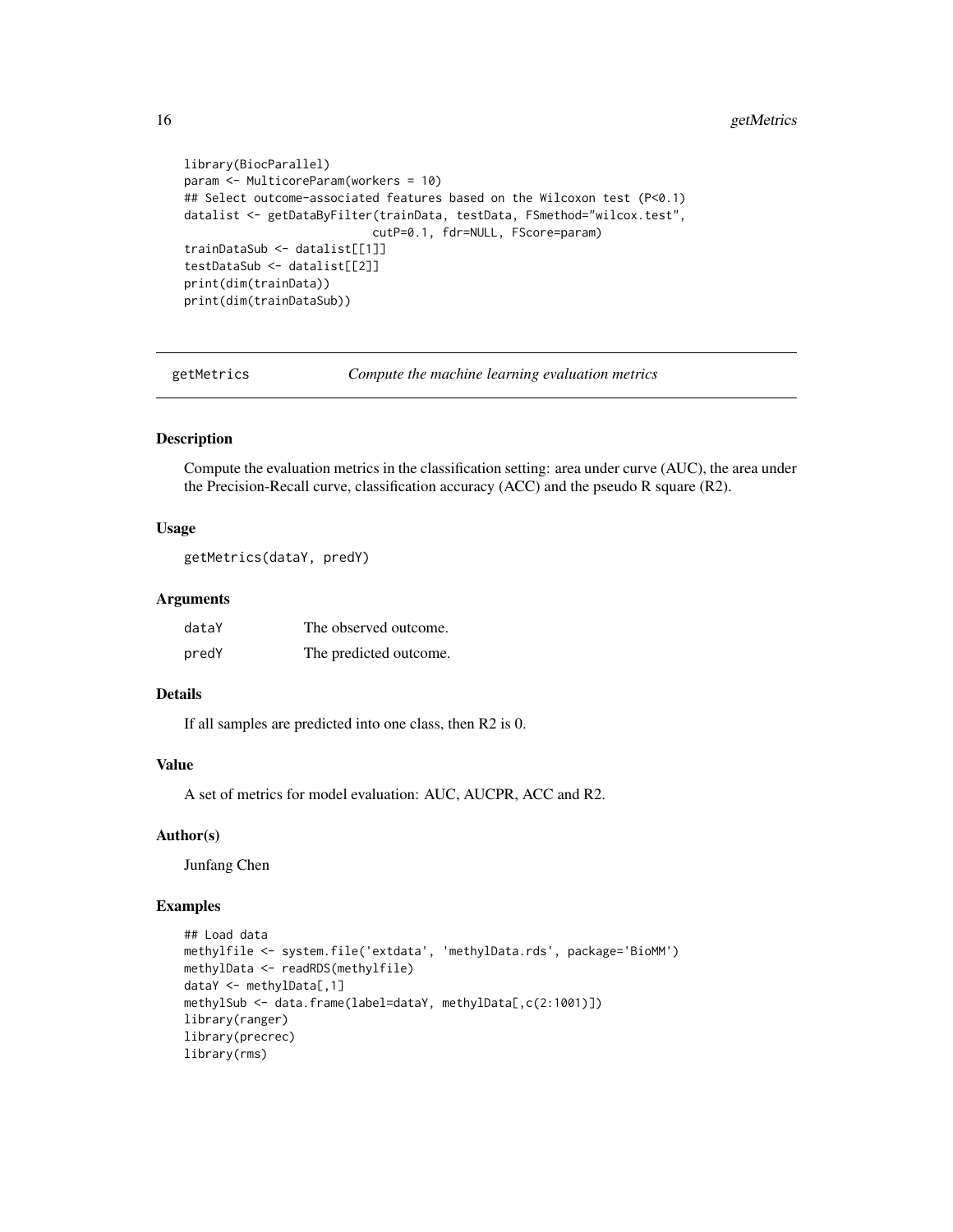```
library(BiocParallel)
param <- MulticoreParam(workers = 10)
## Select outcome-associated features based on the Wilcoxon test (P<0.1)
datalist <- getDataByFilter(trainData, testData, FSmethod="wilcox.test",
                            cutP=0.1, fdr=NULL, FScore=param)
trainDataSub <- datalist[[1]]
testDataSub <- datalist[[2]]
print(dim(trainData))
print(dim(trainDataSub))
```

## getMetrics — *Compute the machine learning evaluation metrics*

### Description

Compute the evaluation metrics in the classification setting: area under curve (AUC), the area under the Precision-Recall curve, classification accuracy (ACC) and the pseudo R square (R2).

### Usage

```
getMetrics(dataY, predY)
```

### Arguments

| | |
|---|---|
| dataY | The observed outcome. |
| predY | The predicted outcome. |

### Details

If all samples are predicted into one class, then R2 is 0.

### Value

A set of metrics for model evaluation: AUC, AUCPR, ACC and R2.

### Author(s)

Junfang Chen

### Examples

```
## Load data
methylfile <- system.file('extdata', 'methylData.rds', package='BioMM')
methylData <- readRDS(methylfile)
dataY <- methylData[,1]
methylSub <- data.frame(label=dataY, methylData[,c(2:1001)])
library(ranger)
library(precrec)
library(rms)
```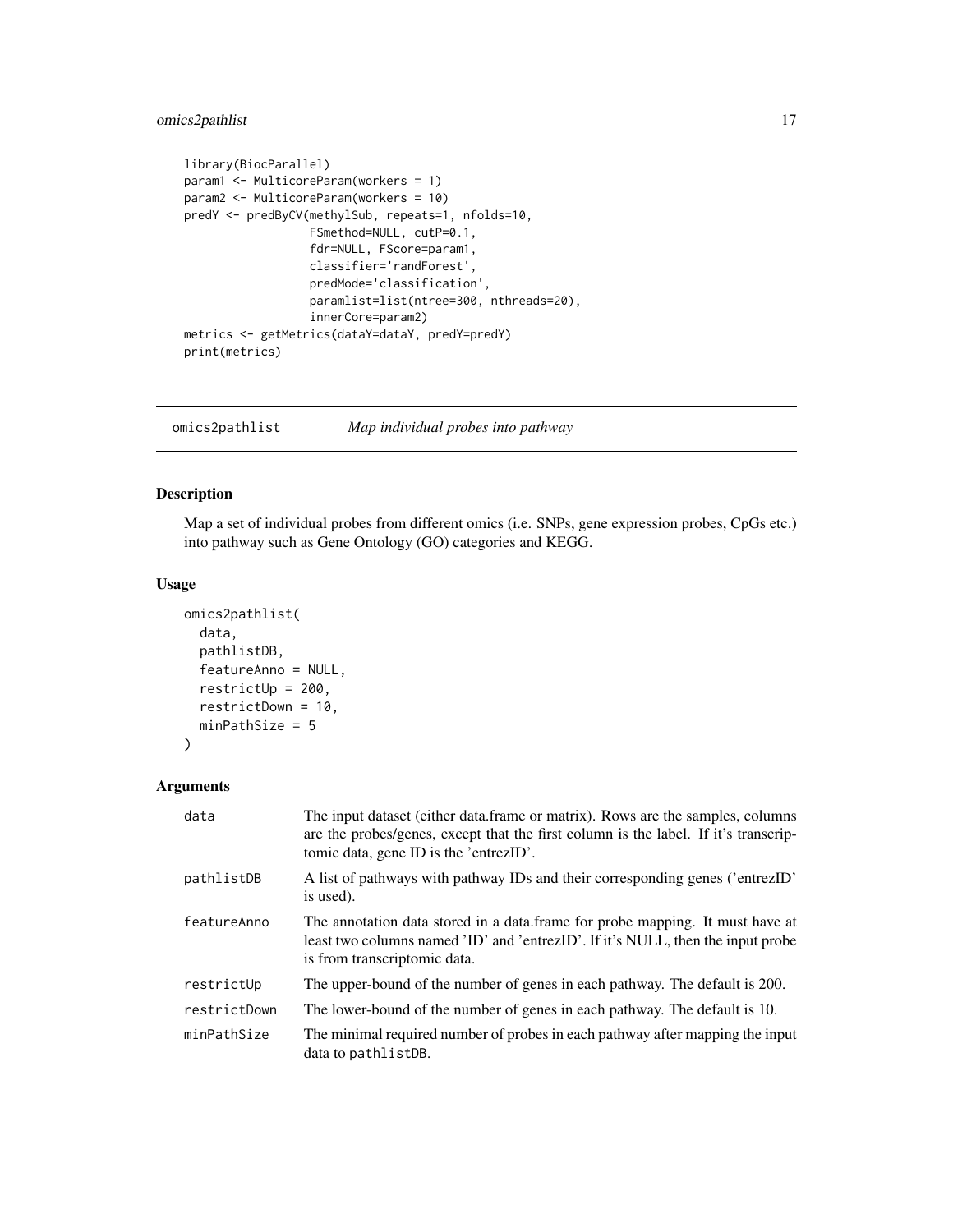```
library(BiocParallel)
param1 <- MulticoreParam(workers = 1)
param2 <- MulticoreParam(workers = 10)
predY <- predByCV(methylSub, repeats=1, nfolds=10,
                  FSmethod=NULL, cutP=0.1,
                  fdr=NULL, FScore=param1,
                  classifier='randForest',
                  predMode='classification',
                  paramlist=list(ntree=300, nthreads=20),
                  innerCore=param2)
metrics <- getMetrics(dataY=dataY, predY=predY)
print(metrics)
```

## omics2pathlist *Map individual probes into pathway*

### Description

Map a set of individual probes from different omics (i.e. SNPs, gene expression probes, CpGs etc.) into pathway such as Gene Ontology (GO) categories and KEGG.

### Usage

```
omics2pathlist(
  data,
  pathlistDB,
  featureAnno = NULL,
  restrictUp = 200,
  restrictDown = 10,
  minPathSize = 5
)
```

### Arguments

| | |
|---|---|
| `data` | The input dataset (either data.frame or matrix). Rows are the samples, columns are the probes/genes, except that the first column is the label. If it's transcriptomic data, gene ID is the 'entrezID'. |
| `pathlistDB` | A list of pathways with pathway IDs and their corresponding genes ('entrezID' is used). |
| `featureAnno` | The annotation data stored in a data.frame for probe mapping. It must have at least two columns named 'ID' and 'entrezID'. If it's NULL, then the input probe is from transcriptomic data. |
| `restrictUp` | The upper-bound of the number of genes in each pathway. The default is 200. |
| `restrictDown` | The lower-bound of the number of genes in each pathway. The default is 10. |
| `minPathSize` | The minimal required number of probes in each pathway after mapping the input data to `pathlistDB`. |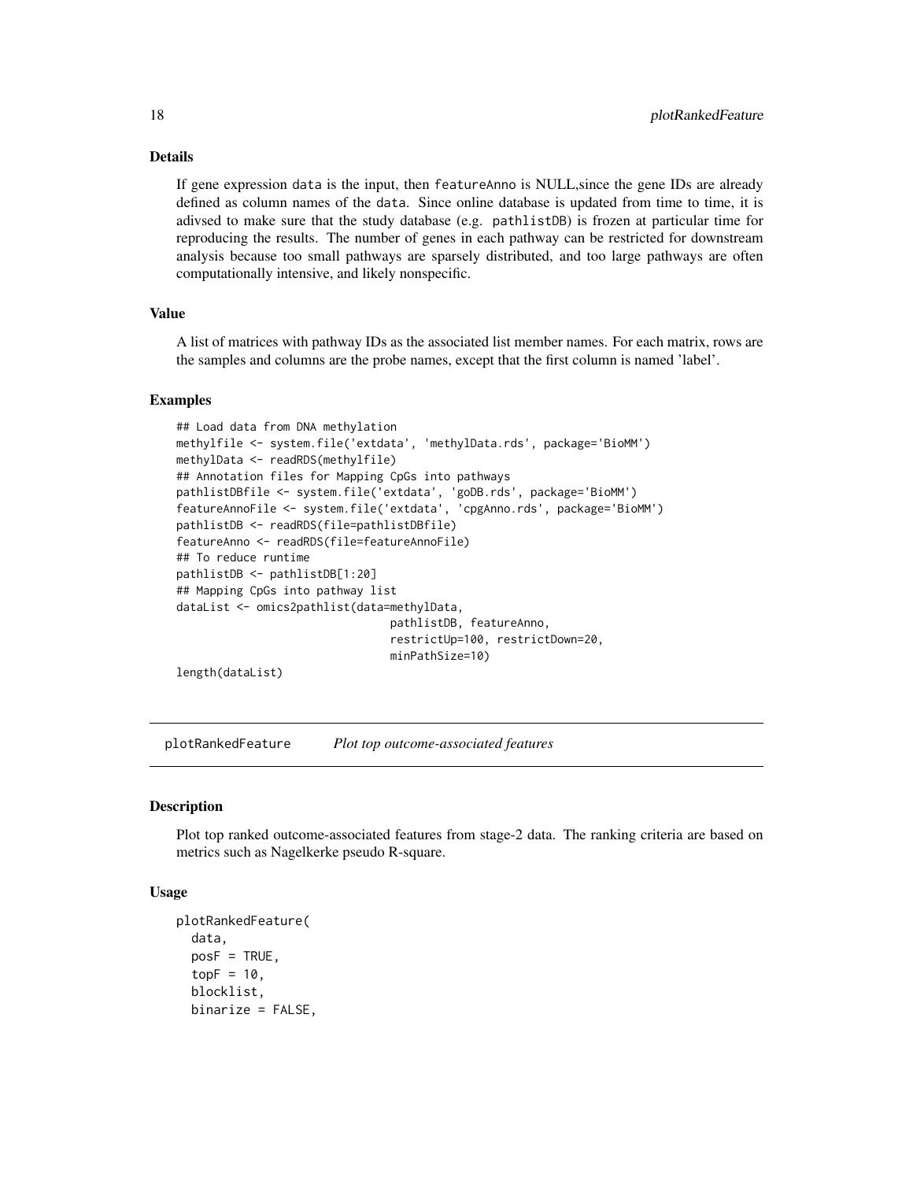### Details

If gene expression `data` is the input, then `featureAnno` is NULL,since the gene IDs are already defined as column names of the `data`. Since online database is updated from time to time, it is adivsed to make sure that the study database (e.g. `pathlistDB`) is frozen at particular time for reproducing the results. The number of genes in each pathway can be restricted for downstream analysis because too small pathways are sparsely distributed, and too large pathways are often computationally intensive, and likely nonspecific.

### Value

A list of matrices with pathway IDs as the associated list member names. For each matrix, rows are the samples and columns are the probe names, except that the first column is named 'label'.

### Examples

```
## Load data from DNA methylation
methylfile <- system.file('extdata', 'methylData.rds', package='BioMM')
methylData <- readRDS(methylfile)
## Annotation files for Mapping CpGs into pathways
pathlistDBfile <- system.file('extdata', 'goDB.rds', package='BioMM')
featureAnnoFile <- system.file('extdata', 'cpgAnno.rds', package='BioMM')
pathlistDB <- readRDS(file=pathlistDBfile)
featureAnno <- readRDS(file=featureAnnoFile)
## To reduce runtime
pathlistDB <- pathlistDB[1:20]
## Mapping CpGs into pathway list
dataList <- omics2pathlist(data=methylData,
                           pathlistDB, featureAnno,
                           restrictUp=100, restrictDown=20,
                           minPathSize=10)
length(dataList)
```

---

## plotRankedFeature    *Plot top outcome-associated features*

### Description

Plot top ranked outcome-associated features from stage-2 data. The ranking criteria are based on metrics such as Nagelkerke pseudo R-square.

### Usage

```
plotRankedFeature(
  data,
  posF = TRUE,
  topF = 10,
  blocklist,
  binarize = FALSE,
```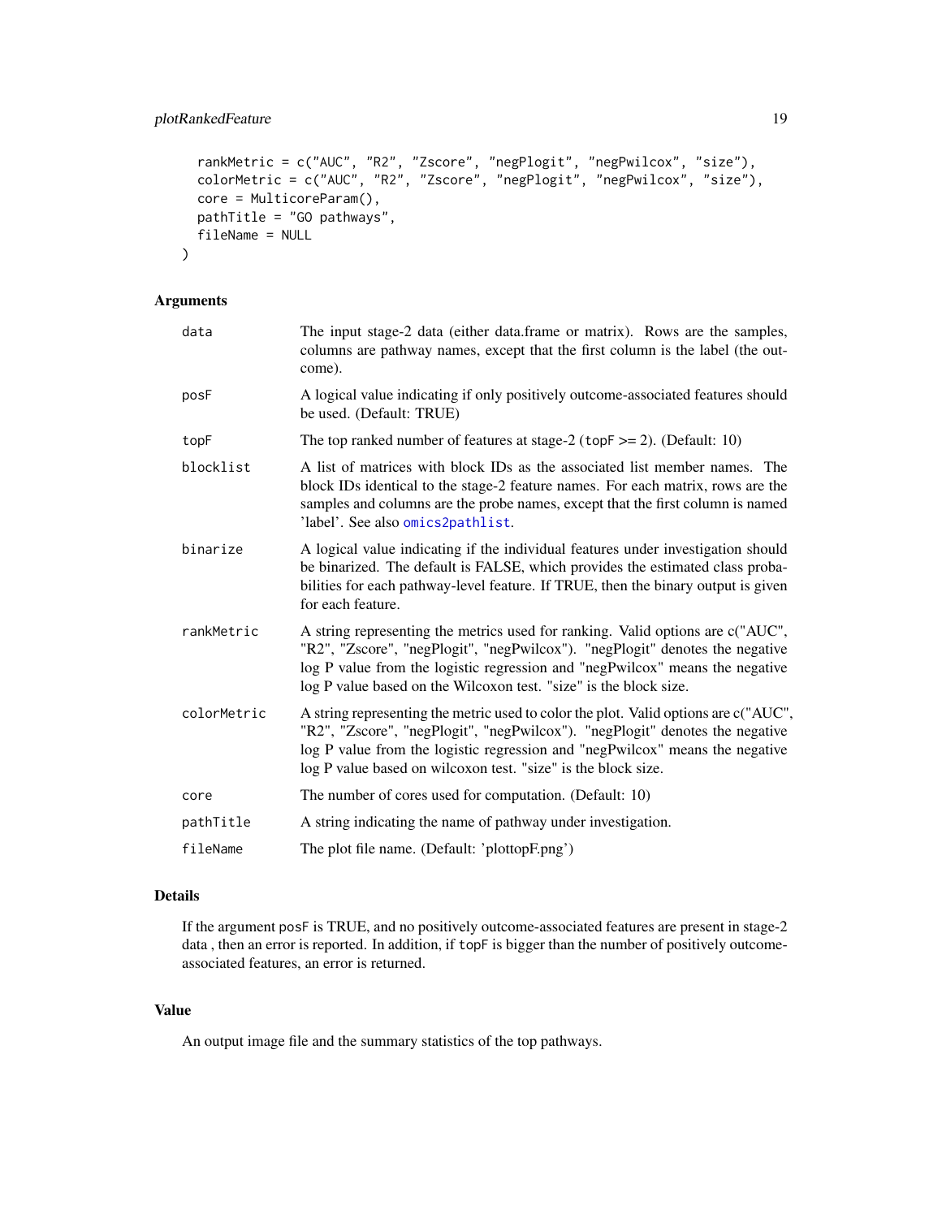```
  rankMetric = c("AUC", "R2", "Zscore", "negPlogit", "negPwilcox", "size"),
  colorMetric = c("AUC", "R2", "Zscore", "negPlogit", "negPwilcox", "size"),
  core = MulticoreParam(),
  pathTitle = "GO pathways",
  fileName = NULL
)
```

## Arguments

| Argument | Description |
|---|---|
| data | The input stage-2 data (either data.frame or matrix). Rows are the samples, columns are pathway names, except that the first column is the label (the outcome). |
| posF | A logical value indicating if only positively outcome-associated features should be used. (Default: TRUE) |
| topF | The top ranked number of features at stage-2 (topF >= 2). (Default: 10) |
| blocklist | A list of matrices with block IDs as the associated list member names. The block IDs identical to the stage-2 feature names. For each matrix, rows are the samples and columns are the probe names, except that the first column is named 'label'. See also omics2pathlist. |
| binarize | A logical value indicating if the individual features under investigation should be binarized. The default is FALSE, which provides the estimated class probabilities for each pathway-level feature. If TRUE, then the binary output is given for each feature. |
| rankMetric | A string representing the metrics used for ranking. Valid options are c("AUC", "R2", "Zscore", "negPlogit", "negPwilcox"). "negPlogit" denotes the negative log P value from the logistic regression and "negPwilcox" means the negative log P value based on the Wilcoxon test. "size" is the block size. |
| colorMetric | A string representing the metric used to color the plot. Valid options are c("AUC", "R2", "Zscore", "negPlogit", "negPwilcox"). "negPlogit" denotes the negative log P value from the logistic regression and "negPwilcox" means the negative log P value based on wilcoxon test. "size" is the block size. |
| core | The number of cores used for computation. (Default: 10) |
| pathTitle | A string indicating the name of pathway under investigation. |
| fileName | The plot file name. (Default: 'plottopF.png') |

## Details

If the argument posF is TRUE, and no positively outcome-associated features are present in stage-2 data , then an error is reported. In addition, if topF is bigger than the number of positively outcome-associated features, an error is returned.

## Value

An output image file and the summary statistics of the top pathways.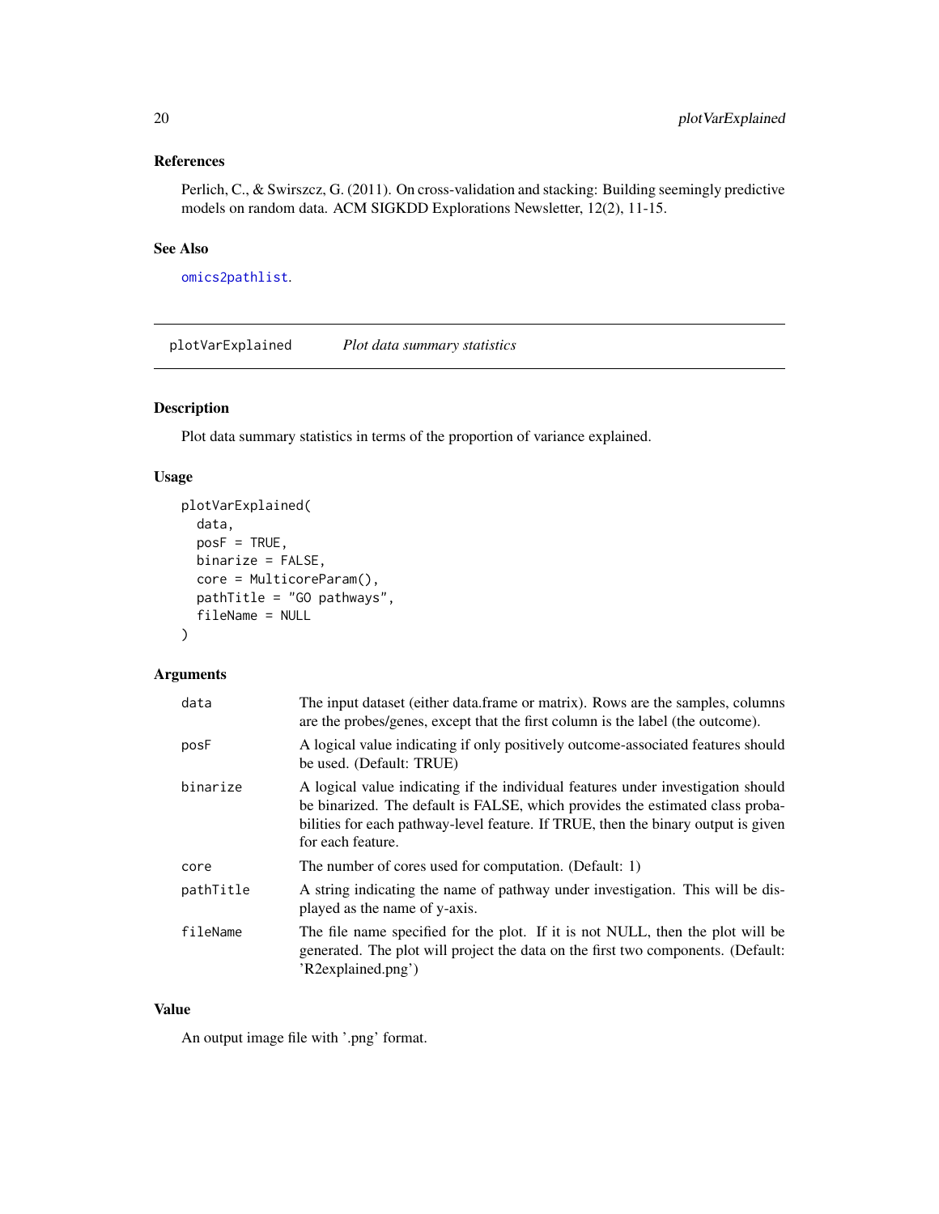### References

Perlich, C., & Swirszcz, G. (2011). On cross-validation and stacking: Building seemingly predictive models on random data. ACM SIGKDD Explorations Newsletter, 12(2), 11-15.

### See Also

`omics2pathlist`.

---

## plotVarExplained &nbsp;&nbsp;&nbsp; *Plot data summary statistics*

---

### Description

Plot data summary statistics in terms of the proportion of variance explained.

### Usage

```
plotVarExplained(
  data,
  posF = TRUE,
  binarize = FALSE,
  core = MulticoreParam(),
  pathTitle = "GO pathways",
  fileName = NULL
)
```

### Arguments

| | |
|---|---|
| `data` | The input dataset (either data.frame or matrix). Rows are the samples, columns are the probes/genes, except that the first column is the label (the outcome). |
| `posF` | A logical value indicating if only positively outcome-associated features should be used. (Default: TRUE) |
| `binarize` | A logical value indicating if the individual features under investigation should be binarized. The default is FALSE, which provides the estimated class probabilities for each pathway-level feature. If TRUE, then the binary output is given for each feature. |
| `core` | The number of cores used for computation. (Default: 1) |
| `pathTitle` | A string indicating the name of pathway under investigation. This will be displayed as the name of y-axis. |
| `fileName` | The file name specified for the plot. If it is not NULL, then the plot will be generated. The plot will project the data on the first two components. (Default: 'R2explained.png') |

### Value

An output image file with '.png' format.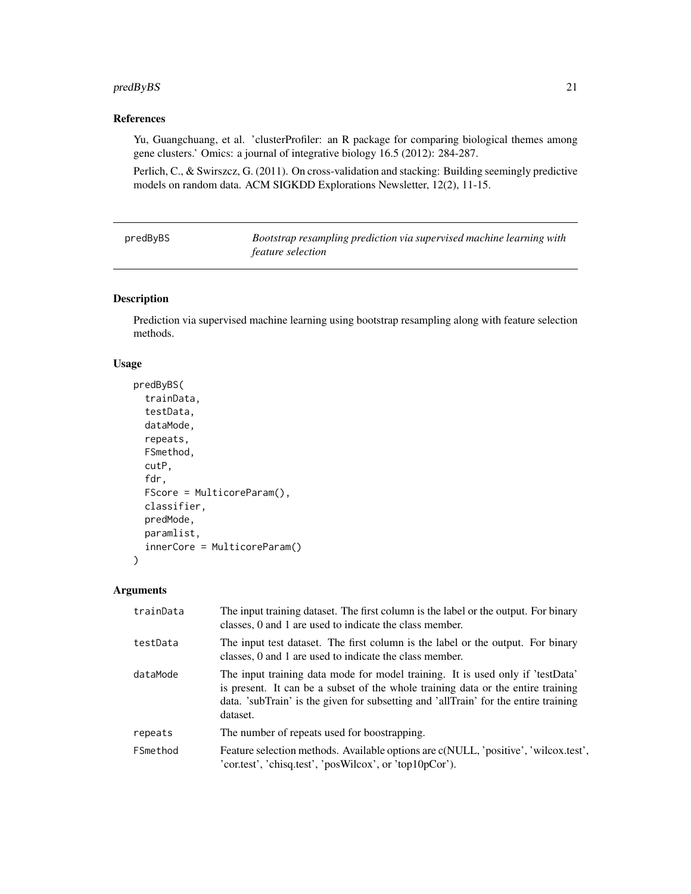### References

Yu, Guangchuang, et al. 'clusterProfiler: an R package for comparing biological themes among gene clusters.' Omics: a journal of integrative biology 16.5 (2012): 284-287.

Perlich, C., & Swirszcz, G. (2011). On cross-validation and stacking: Building seemingly predictive models on random data. ACM SIGKDD Explorations Newsletter, 12(2), 11-15.

---

## predByBS — *Bootstrap resampling prediction via supervised machine learning with feature selection*

---

### Description

Prediction via supervised machine learning using bootstrap resampling along with feature selection methods.

### Usage

```
predByBS(
  trainData,
  testData,
  dataMode,
  repeats,
  FSmethod,
  cutP,
  fdr,
  FScore = MulticoreParam(),
  classifier,
  predMode,
  paramlist,
  innerCore = MulticoreParam()
)
```

### Arguments

| | |
|---|---|
| trainData | The input training dataset. The first column is the label or the output. For binary classes, 0 and 1 are used to indicate the class member. |
| testData | The input test dataset. The first column is the label or the output. For binary classes, 0 and 1 are used to indicate the class member. |
| dataMode | The input training data mode for model training. It is used only if 'testData' is present. It can be a subset of the whole training data or the entire training data. 'subTrain' is the given for subsetting and 'allTrain' for the entire training dataset. |
| repeats | The number of repeats used for boostrapping. |
| FSmethod | Feature selection methods. Available options are c(NULL, 'positive', 'wilcox.test', 'cor.test', 'chisq.test', 'posWilcox', or 'top10pCor'). |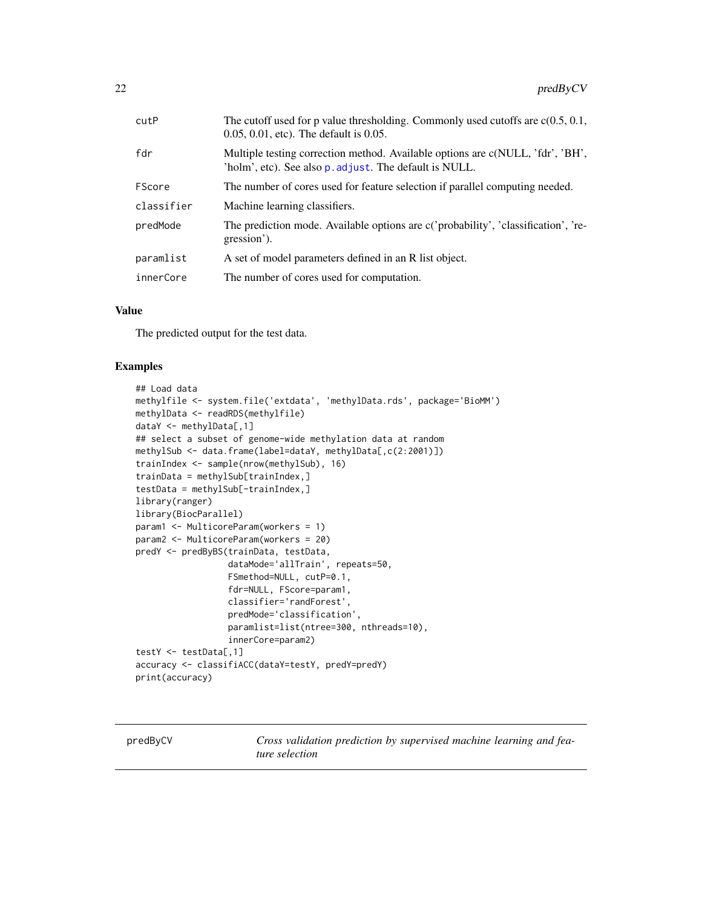| | |
|---|---|
| cutP | The cutoff used for p value thresholding. Commonly used cutoffs are c(0.5, 0.1, 0.05, 0.01, etc). The default is 0.05. |
| fdr | Multiple testing correction method. Available options are c(NULL, 'fdr', 'BH', 'holm', etc). See also p.adjust. The default is NULL. |
| FScore | The number of cores used for feature selection if parallel computing needed. |
| classifier | Machine learning classifiers. |
| predMode | The prediction mode. Available options are c('probability', 'classification', 'regression'). |
| paramlist | A set of model parameters defined in an R list object. |
| innerCore | The number of cores used for computation. |

### Value

The predicted output for the test data.

### Examples

```
## Load data
methylfile <- system.file('extdata', 'methylData.rds', package='BioMM')
methylData <- readRDS(methylfile)
dataY <- methylData[,1]
## select a subset of genome-wide methylation data at random
methylSub <- data.frame(label=dataY, methylData[,c(2:2001)])
trainIndex <- sample(nrow(methylSub), 16)
trainData = methylSub[trainIndex,]
testData = methylSub[-trainIndex,]
library(ranger)
library(BiocParallel)
param1 <- MulticoreParam(workers = 1)
param2 <- MulticoreParam(workers = 20)
predY <- predByBS(trainData, testData,
                  dataMode='allTrain', repeats=50,
                  FSmethod=NULL, cutP=0.1,
                  fdr=NULL, FScore=param1,
                  classifier='randForest',
                  predMode='classification',
                  paramlist=list(ntree=300, nthreads=10),
                  innerCore=param2)
testY <- testData[,1]
accuracy <- classifiACC(dataY=testY, predY=predY)
print(accuracy)
```

---

## predByCV — *Cross validation prediction by supervised machine learning and feature selection*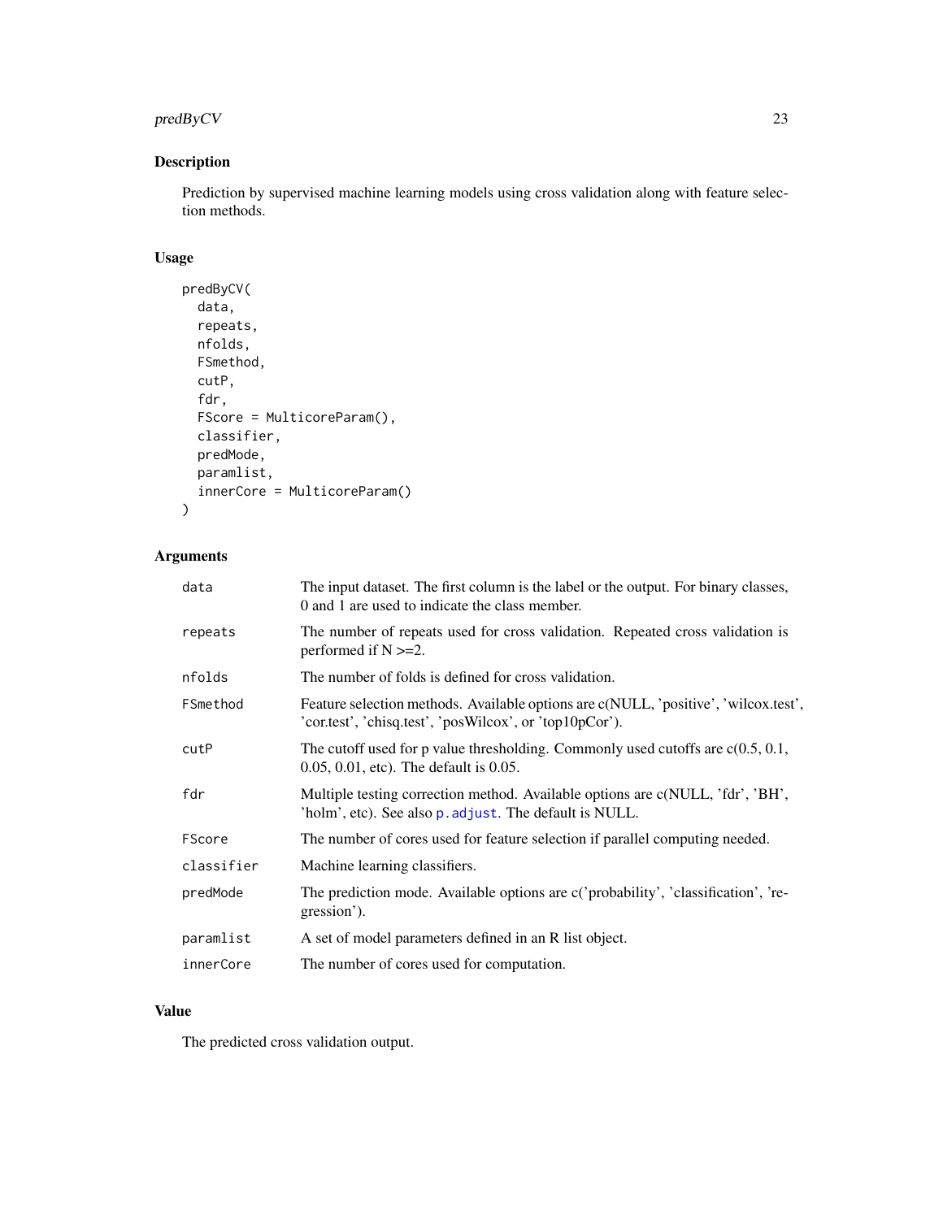## Description

Prediction by supervised machine learning models using cross validation along with feature selection methods.

## Usage

```
predByCV(
  data,
  repeats,
  nfolds,
  FSmethod,
  cutP,
  fdr,
  FScore = MulticoreParam(),
  classifier,
  predMode,
  paramlist,
  innerCore = MulticoreParam()
)
```

## Arguments

| | |
|---|---|
| `data` | The input dataset. The first column is the label or the output. For binary classes, 0 and 1 are used to indicate the class member. |
| `repeats` | The number of repeats used for cross validation. Repeated cross validation is performed if N >=2. |
| `nfolds` | The number of folds is defined for cross validation. |
| `FSmethod` | Feature selection methods. Available options are c(NULL, 'positive', 'wilcox.test', 'cor.test', 'chisq.test', 'posWilcox', or 'top10pCor'). |
| `cutP` | The cutoff used for p value thresholding. Commonly used cutoffs are c(0.5, 0.1, 0.05, 0.01, etc). The default is 0.05. |
| `fdr` | Multiple testing correction method. Available options are c(NULL, 'fdr', 'BH', 'holm', etc). See also `p.adjust`. The default is NULL. |
| `FScore` | The number of cores used for feature selection if parallel computing needed. |
| `classifier` | Machine learning classifiers. |
| `predMode` | The prediction mode. Available options are c('probability', 'classification', 'regression'). |
| `paramlist` | A set of model parameters defined in an R list object. |
| `innerCore` | The number of cores used for computation. |

## Value

The predicted cross validation output.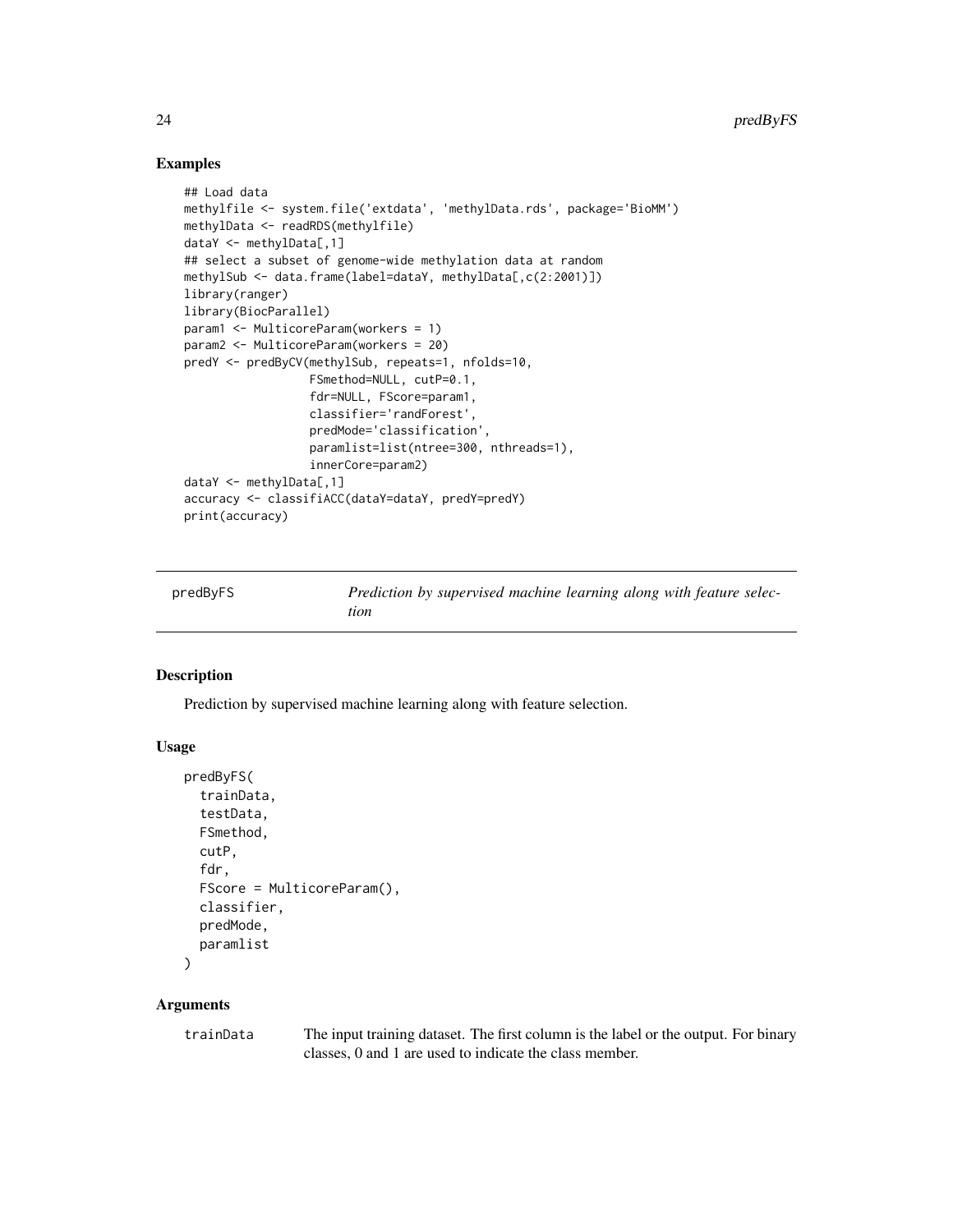## Examples

```
## Load data
methylfile <- system.file('extdata', 'methylData.rds', package='BioMM')
methylData <- readRDS(methylfile)
dataY <- methylData[,1]
## select a subset of genome-wide methylation data at random
methylSub <- data.frame(label=dataY, methylData[,c(2:2001)])
library(ranger)
library(BiocParallel)
param1 <- MulticoreParam(workers = 1)
param2 <- MulticoreParam(workers = 20)
predY <- predByCV(methylSub, repeats=1, nfolds=10,
                  FSmethod=NULL, cutP=0.1,
                  fdr=NULL, FScore=param1,
                  classifier='randForest',
                  predMode='classification',
                  paramlist=list(ntree=300, nthreads=1),
                  innerCore=param2)
dataY <- methylData[,1]
accuracy <- classifiACC(dataY=dataY, predY=predY)
print(accuracy)
```

---

# predByFS

*Prediction by supervised machine learning along with feature selection*

---

## Description

Prediction by supervised machine learning along with feature selection.

## Usage

```
predByFS(
  trainData,
  testData,
  FSmethod,
  cutP,
  fdr,
  FScore = MulticoreParam(),
  classifier,
  predMode,
  paramlist
)
```

## Arguments

`trainData` The input training dataset. The first column is the label or the output. For binary classes, 0 and 1 are used to indicate the class member.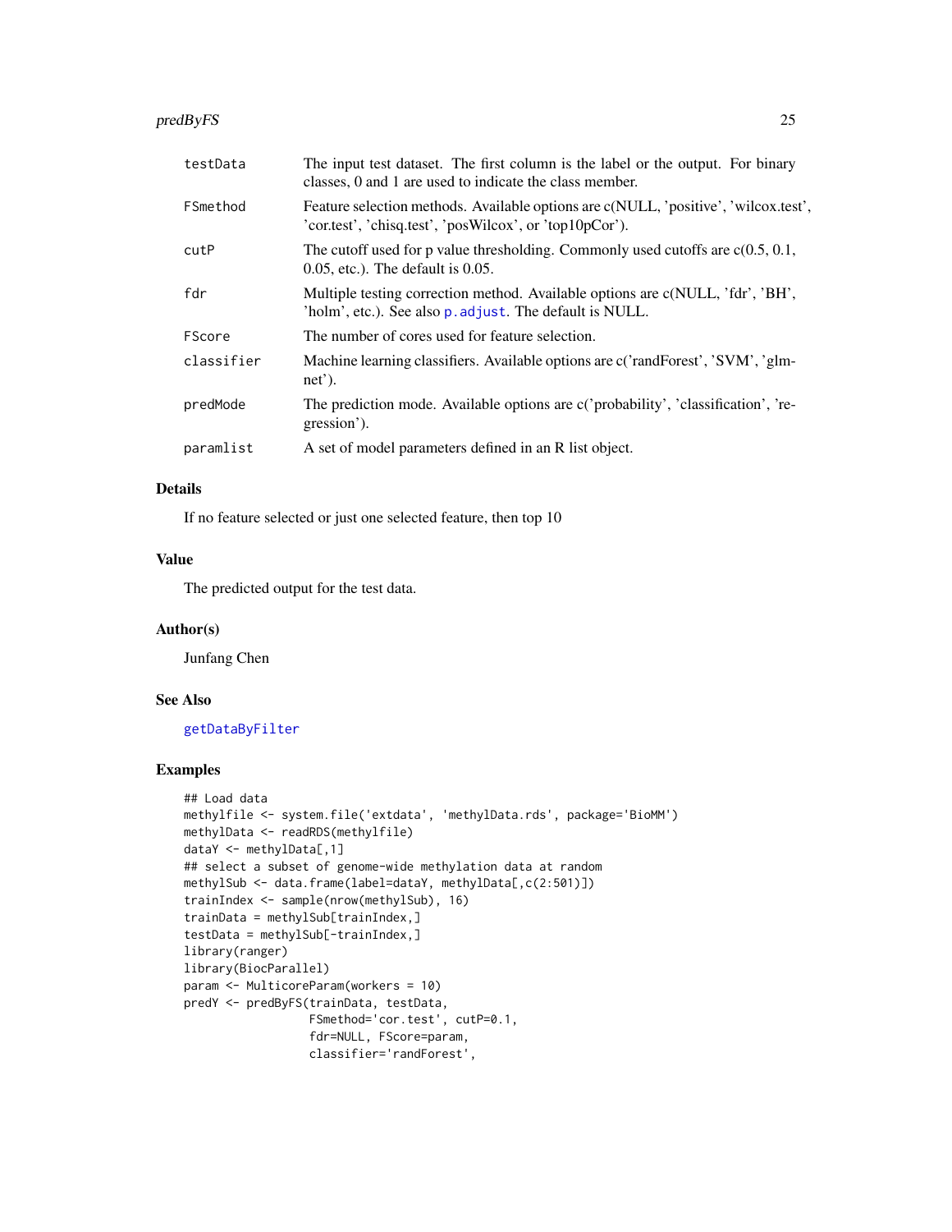| | |
|---|---|
| testData | The input test dataset. The first column is the label or the output. For binary classes, 0 and 1 are used to indicate the class member. |
| FSmethod | Feature selection methods. Available options are c(NULL, 'positive', 'wilcox.test', 'cor.test', 'chisq.test', 'posWilcox', or 'top10pCor'). |
| cutP | The cutoff used for p value thresholding. Commonly used cutoffs are c(0.5, 0.1, 0.05, etc.). The default is 0.05. |
| fdr | Multiple testing correction method. Available options are c(NULL, 'fdr', 'BH', 'holm', etc.). See also p.adjust. The default is NULL. |
| FScore | The number of cores used for feature selection. |
| classifier | Machine learning classifiers. Available options are c('randForest', 'SVM', 'glmnet'). |
| predMode | The prediction mode. Available options are c('probability', 'classification', 'regression'). |
| paramlist | A set of model parameters defined in an R list object. |

## Details

If no feature selected or just one selected feature, then top 10

## Value

The predicted output for the test data.

## Author(s)

Junfang Chen

## See Also

getDataByFilter

## Examples

```
## Load data
methylfile <- system.file('extdata', 'methylData.rds', package='BioMM')
methylData <- readRDS(methylfile)
dataY <- methylData[,1]
## select a subset of genome-wide methylation data at random
methylSub <- data.frame(label=dataY, methylData[,c(2:501)])
trainIndex <- sample(nrow(methylSub), 16)
trainData = methylSub[trainIndex,]
testData = methylSub[-trainIndex,]
library(ranger)
library(BiocParallel)
param <- MulticoreParam(workers = 10)
predY <- predByFS(trainData, testData,
                  FSmethod='cor.test', cutP=0.1,
                  fdr=NULL, FScore=param,
                  classifier='randForest',
```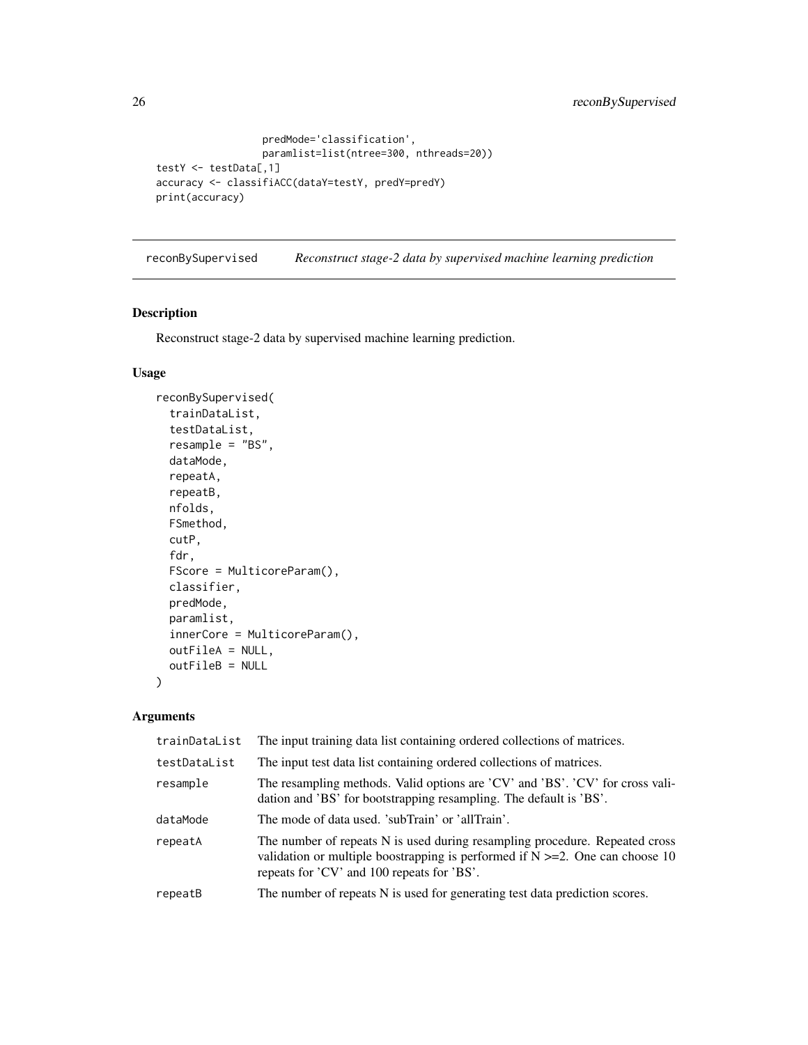```
                 predMode='classification',
                 paramlist=list(ntree=300, nthreads=20))
testY <- testData[,1]
accuracy <- classifiACC(dataY=testY, predY=predY)
print(accuracy)
```

## reconBySupervised *Reconstruct stage-2 data by supervised machine learning prediction*

### Description

Reconstruct stage-2 data by supervised machine learning prediction.

### Usage

```
reconBySupervised(
  trainDataList,
  testDataList,
  resample = "BS",
  dataMode,
  repeatA,
  repeatB,
  nfolds,
  FSmethod,
  cutP,
  fdr,
  FScore = MulticoreParam(),
  classifier,
  predMode,
  paramlist,
  innerCore = MulticoreParam(),
  outFileA = NULL,
  outFileB = NULL
)
```

### Arguments

| Argument | Description |
|---|---|
| trainDataList | The input training data list containing ordered collections of matrices. |
| testDataList | The input test data list containing ordered collections of matrices. |
| resample | The resampling methods. Valid options are 'CV' and 'BS'. 'CV' for cross validation and 'BS' for bootstrapping resampling. The default is 'BS'. |
| dataMode | The mode of data used. 'subTrain' or 'allTrain'. |
| repeatA | The number of repeats N is used during resampling procedure. Repeated cross validation or multiple boostrapping is performed if N >=2. One can choose 10 repeats for 'CV' and 100 repeats for 'BS'. |
| repeatB | The number of repeats N is used for generating test data prediction scores. |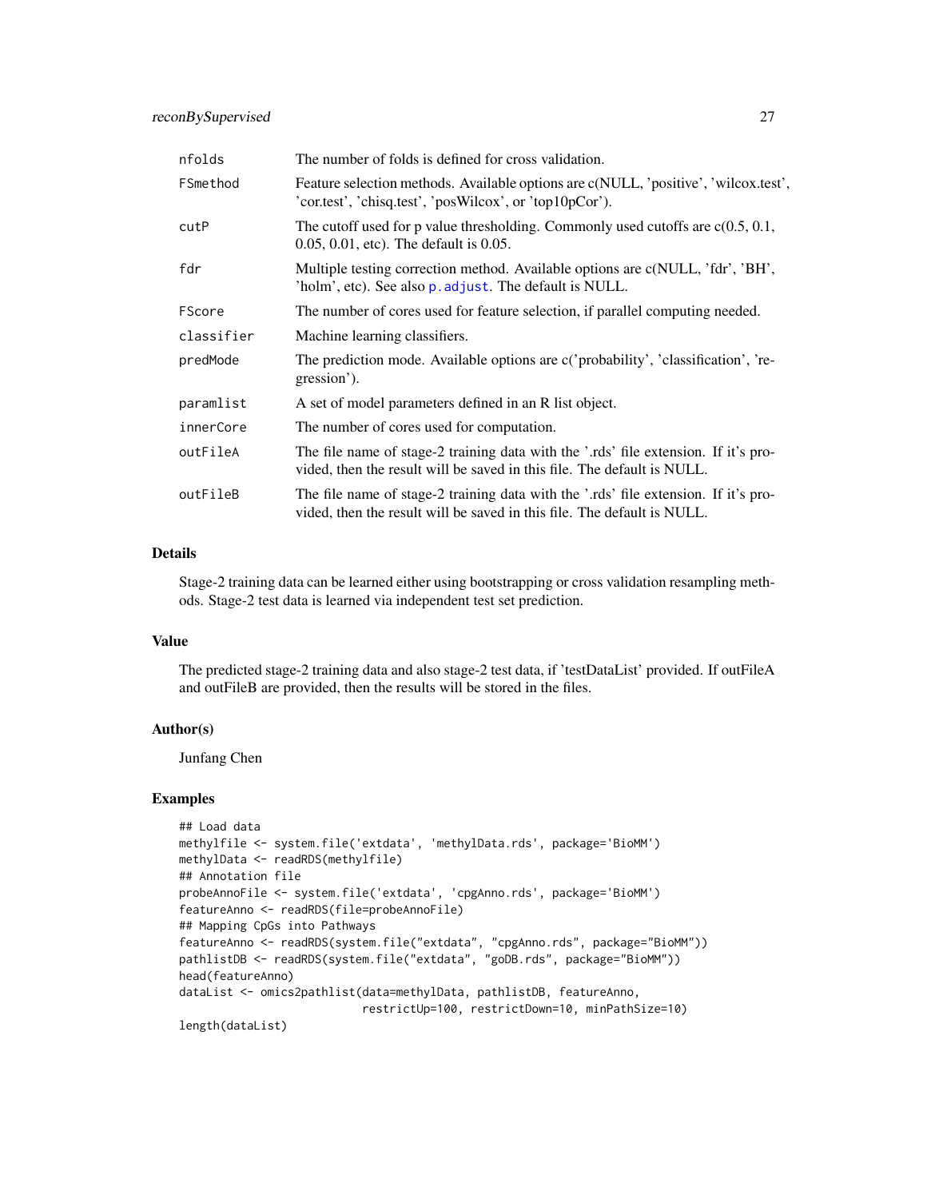| | |
|---|---|
| nfolds | The number of folds is defined for cross validation. |
| FSmethod | Feature selection methods. Available options are c(NULL, 'positive', 'wilcox.test', 'cor.test', 'chisq.test', 'posWilcox', or 'top10pCor'). |
| cutP | The cutoff used for p value thresholding. Commonly used cutoffs are c(0.5, 0.1, 0.05, 0.01, etc). The default is 0.05. |
| fdr | Multiple testing correction method. Available options are c(NULL, 'fdr', 'BH', 'holm', etc). See also p.adjust. The default is NULL. |
| FScore | The number of cores used for feature selection, if parallel computing needed. |
| classifier | Machine learning classifiers. |
| predMode | The prediction mode. Available options are c('probability', 'classification', 'regression'). |
| paramlist | A set of model parameters defined in an R list object. |
| innerCore | The number of cores used for computation. |
| outFileA | The file name of stage-2 training data with the '.rds' file extension. If it's provided, then the result will be saved in this file. The default is NULL. |
| outFileB | The file name of stage-2 training data with the '.rds' file extension. If it's provided, then the result will be saved in this file. The default is NULL. |

## Details

Stage-2 training data can be learned either using bootstrapping or cross validation resampling methods. Stage-2 test data is learned via independent test set prediction.

## Value

The predicted stage-2 training data and also stage-2 test data, if 'testDataList' provided. If outFileA and outFileB are provided, then the results will be stored in the files.

## Author(s)

Junfang Chen

## Examples

```
## Load data
methylfile <- system.file('extdata', 'methylData.rds', package='BioMM')
methylData <- readRDS(methylfile)
## Annotation file
probeAnnoFile <- system.file('extdata', 'cpgAnno.rds', package='BioMM')
featureAnno <- readRDS(file=probeAnnoFile)
## Mapping CpGs into Pathways
featureAnno <- readRDS(system.file("extdata", "cpgAnno.rds", package="BioMM"))
pathlistDB <- readRDS(system.file("extdata", "goDB.rds", package="BioMM"))
head(featureAnno)
dataList <- omics2pathlist(data=methylData, pathlistDB, featureAnno,
                          restrictUp=100, restrictDown=10, minPathSize=10)
length(dataList)
```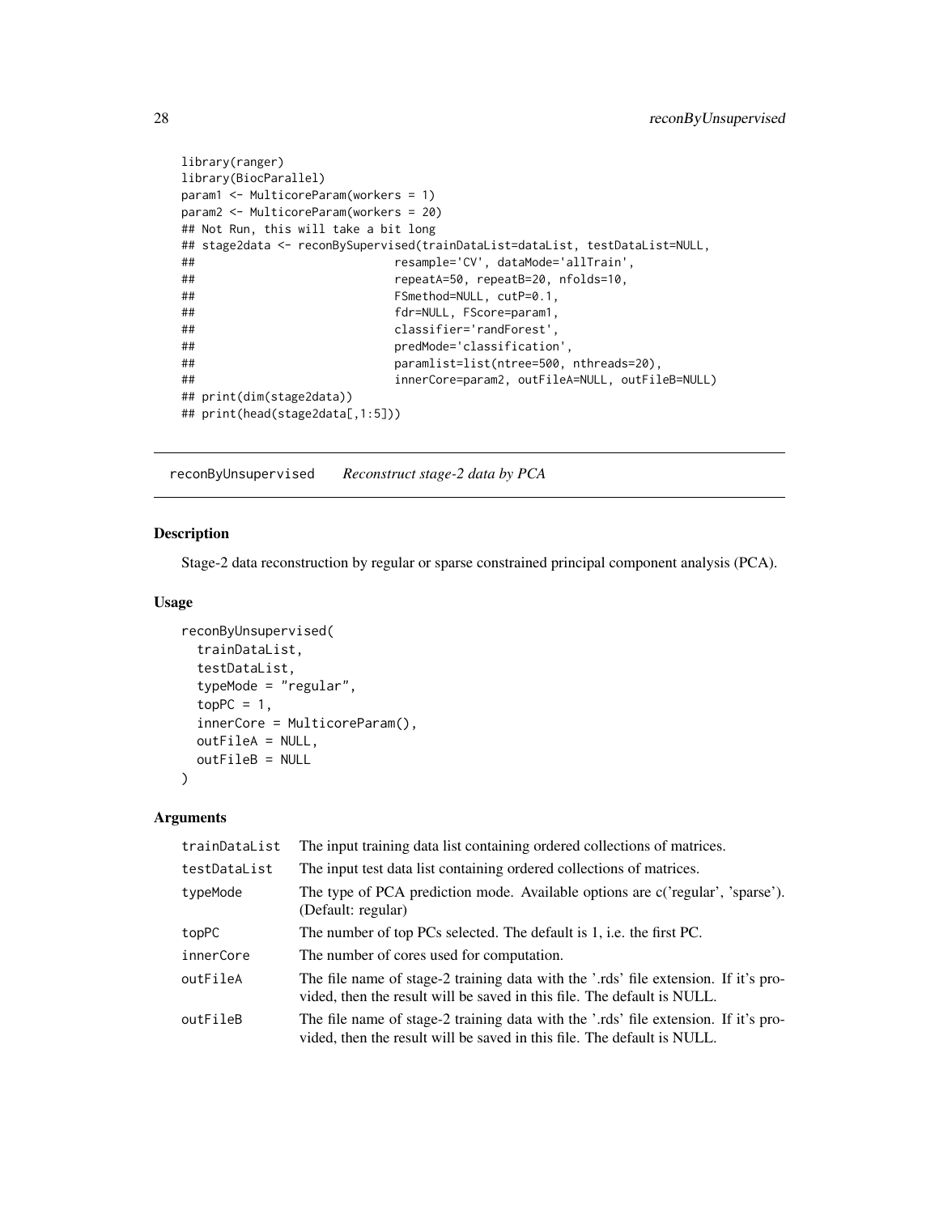```
library(ranger)
library(BiocParallel)
param1 <- MulticoreParam(workers = 1)
param2 <- MulticoreParam(workers = 20)
## Not Run, this will take a bit long
## stage2data <- reconBySupervised(trainDataList=dataList, testDataList=NULL,
##                            resample='CV', dataMode='allTrain',
##                            repeatA=50, repeatB=20, nfolds=10,
##                            FSmethod=NULL, cutP=0.1,
##                            fdr=NULL, FScore=param1,
##                            classifier='randForest',
##                            predMode='classification',
##                            paramlist=list(ntree=500, nthreads=20),
##                            innerCore=param2, outFileA=NULL, outFileB=NULL)
## print(dim(stage2data))
## print(head(stage2data[,1:5]))
```

---

## reconByUnsupervised — *Reconstruct stage-2 data by PCA*

### Description

Stage-2 data reconstruction by regular or sparse constrained principal component analysis (PCA).

### Usage

```
reconByUnsupervised(
  trainDataList,
  testDataList,
  typeMode = "regular",
  topPC = 1,
  innerCore = MulticoreParam(),
  outFileA = NULL,
  outFileB = NULL
)
```

### Arguments

| | |
|---|---|
| trainDataList | The input training data list containing ordered collections of matrices. |
| testDataList | The input test data list containing ordered collections of matrices. |
| typeMode | The type of PCA prediction mode. Available options are c('regular', 'sparse'). (Default: regular) |
| topPC | The number of top PCs selected. The default is 1, i.e. the first PC. |
| innerCore | The number of cores used for computation. |
| outFileA | The file name of stage-2 training data with the '.rds' file extension. If it's provided, then the result will be saved in this file. The default is NULL. |
| outFileB | The file name of stage-2 training data with the '.rds' file extension. If it's provided, then the result will be saved in this file. The default is NULL. |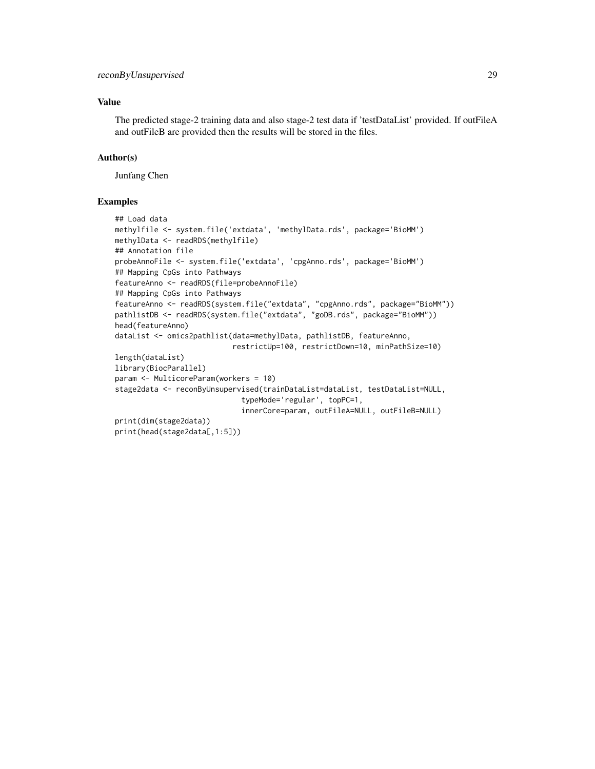### Value

The predicted stage-2 training data and also stage-2 test data if 'testDataList' provided. If outFileA and outFileB are provided then the results will be stored in the files.

### Author(s)

Junfang Chen

### Examples

```
## Load data
methylfile <- system.file('extdata', 'methylData.rds', package='BioMM')
methylData <- readRDS(methylfile)
## Annotation file
probeAnnoFile <- system.file('extdata', 'cpgAnno.rds', package='BioMM')
## Mapping CpGs into Pathways
featureAnno <- readRDS(file=probeAnnoFile)
## Mapping CpGs into Pathways
featureAnno <- readRDS(system.file("extdata", "cpgAnno.rds", package="BioMM"))
pathlistDB <- readRDS(system.file("extdata", "goDB.rds", package="BioMM"))
head(featureAnno)
dataList <- omics2pathlist(data=methylData, pathlistDB, featureAnno,
                           restrictUp=100, restrictDown=10, minPathSize=10)
length(dataList)
library(BiocParallel)
param <- MulticoreParam(workers = 10)
stage2data <- reconByUnsupervised(trainDataList=dataList, testDataList=NULL,
                                  typeMode='regular', topPC=1,
                                  innerCore=param, outFileA=NULL, outFileB=NULL)
print(dim(stage2data))
print(head(stage2data[,1:5]))
```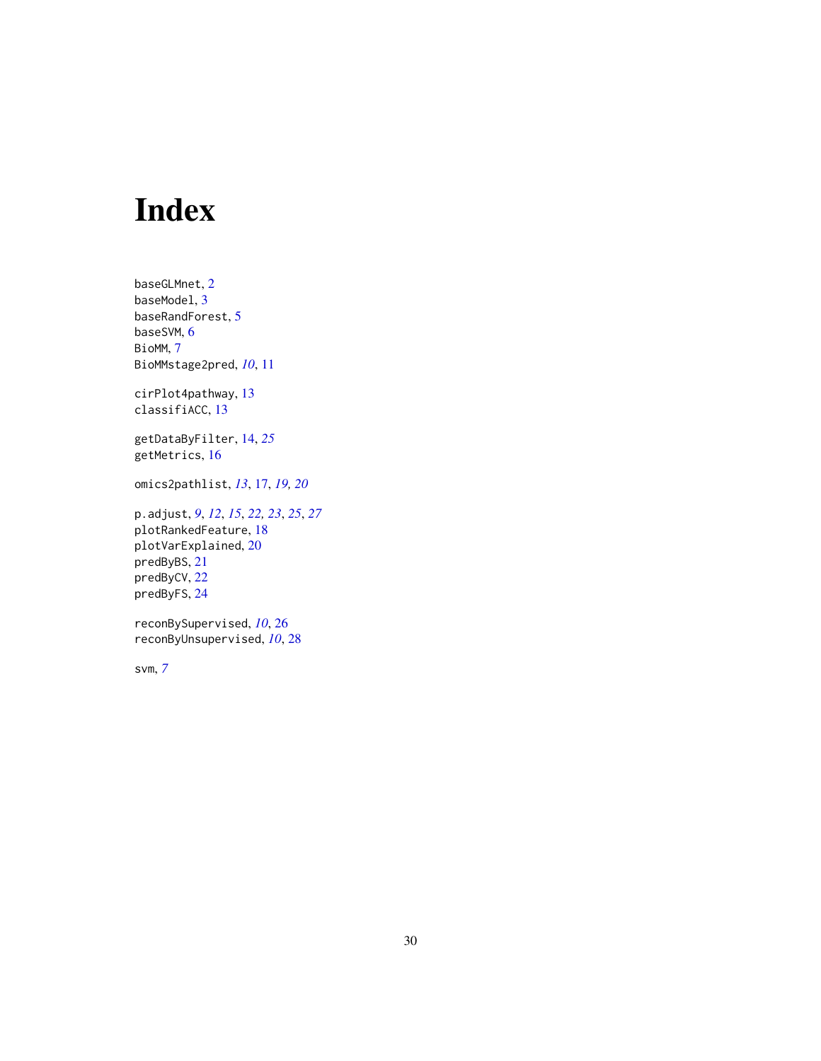# Index

baseGLMnet, 2
baseModel, 3
baseRandForest, 5
baseSVM, 6
BioMM, 7
BioMMstage2pred, *10*, 11

cirPlot4pathway, 13
classifiACC, 13

getDataByFilter, 14, *25*
getMetrics, 16

omics2pathlist, *13*, 17, *19, 20*

p.adjust, *9*, *12*, *15*, *22, 23*, *25*, *27*
plotRankedFeature, 18
plotVarExplained, 20
predByBS, 21
predByCV, 22
predByFS, 24

reconBySupervised, *10*, 26
reconByUnsupervised, *10*, 28

svm, *7*